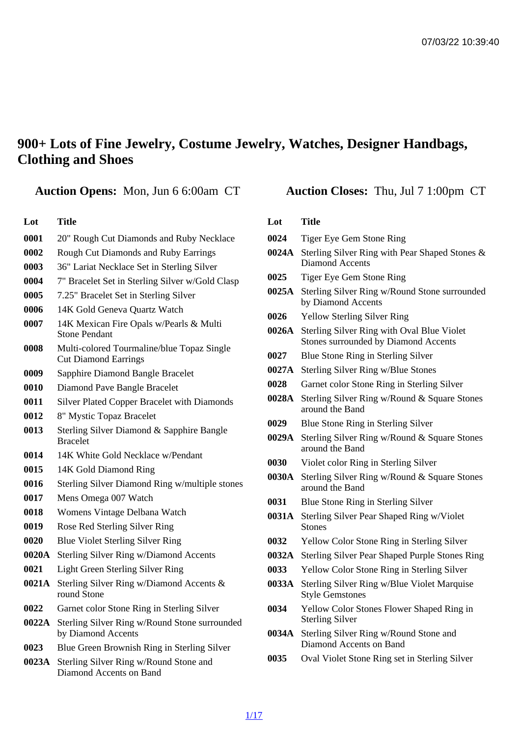# 900+ Lots of Fine Jewelry, Costume Jewelry, Watches, Designer Handbags, Clothing and Shoes

**Auction Opens:** Mon, Jun 6 6:00am CT **Auction Closes:** Thu, Jul 7 1:00pm CT

| Lot | Title |
|---|---|
| 0001 | 20" Rough Cut Diamonds and Ruby Necklace |
| 0002 | Rough Cut Diamonds and Ruby Earrings |
| 0003 | 36" Lariat Necklace Set in Sterling Silver |
| 0004 | 7" Bracelet Set in Sterling Silver w/Gold Clasp |
| 0005 | 7.25" Bracelet Set in Sterling Silver |
| 0006 | 14K Gold Geneva Quartz Watch |
| 0007 | 14K Mexican Fire Opals w/Pearls & Multi Stone Pendant |
| 0008 | Multi-colored Tourmaline/blue Topaz Single Cut Diamond Earrings |
| 0009 | Sapphire Diamond Bangle Bracelet |
| 0010 | Diamond Pave Bangle Bracelet |
| 0011 | Silver Plated Copper Bracelet with Diamonds |
| 0012 | 8" Mystic Topaz Bracelet |
| 0013 | Sterling Silver Diamond & Sapphire Bangle Bracelet |
| 0014 | 14K White Gold Necklace w/Pendant |
| 0015 | 14K Gold Diamond Ring |
| 0016 | Sterling Silver Diamond Ring w/multiple stones |
| 0017 | Mens Omega 007 Watch |
| 0018 | Womens Vintage Delbana Watch |
| 0019 | Rose Red Sterling Silver Ring |
| 0020 | Blue Violet Sterling Silver Ring |
| 0020A | Sterling Silver Ring w/Diamond Accents |
| 0021 | Light Green Sterling Silver Ring |
| 0021A | Sterling Silver Ring w/Diamond Accents & round Stone |
| 0022 | Garnet color Stone Ring in Sterling Silver |
| 0022A | Sterling Silver Ring w/Round Stone surrounded by Diamond Accents |
| 0023 | Blue Green Brownish Ring in Sterling Silver |
| 0023A | Sterling Silver Ring w/Round Stone and Diamond Accents on Band |
| 0024 | Tiger Eye Gem Stone Ring |
| 0024A | Sterling Silver Ring with Pear Shaped Stones & Diamond Accents |
| 0025 | Tiger Eye Gem Stone Ring |
| 0025A | Sterling Silver Ring w/Round Stone surrounded by Diamond Accents |
| 0026 | Yellow Sterling Silver Ring |
| 0026A | Sterling Silver Ring with Oval Blue Violet Stones surrounded by Diamond Accents |
| 0027 | Blue Stone Ring in Sterling Silver |
| 0027A | Sterling Silver Ring w/Blue Stones |
| 0028 | Garnet color Stone Ring in Sterling Silver |
| 0028A | Sterling Silver Ring w/Round & Square Stones around the Band |
| 0029 | Blue Stone Ring in Sterling Silver |
| 0029A | Sterling Silver Ring w/Round & Square Stones around the Band |
| 0030 | Violet color Ring in Sterling Silver |
| 0030A | Sterling Silver Ring w/Round & Square Stones around the Band |
| 0031 | Blue Stone Ring in Sterling Silver |
| 0031A | Sterling Silver Pear Shaped Ring w/Violet Stones |
| 0032 | Yellow Color Stone Ring in Sterling Silver |
| 0032A | Sterling Silver Pear Shaped Purple Stones Ring |
| 0033 | Yellow Color Stone Ring in Sterling Silver |
| 0033A | Sterling Silver Ring w/Blue Violet Marquise Style Gemstones |
| 0034 | Yellow Color Stones Flower Shaped Ring in Sterling Silver |
| 0034A | Sterling Silver Ring w/Round Stone and Diamond Accents on Band |
| 0035 | Oval Violet Stone Ring set in Sterling Silver |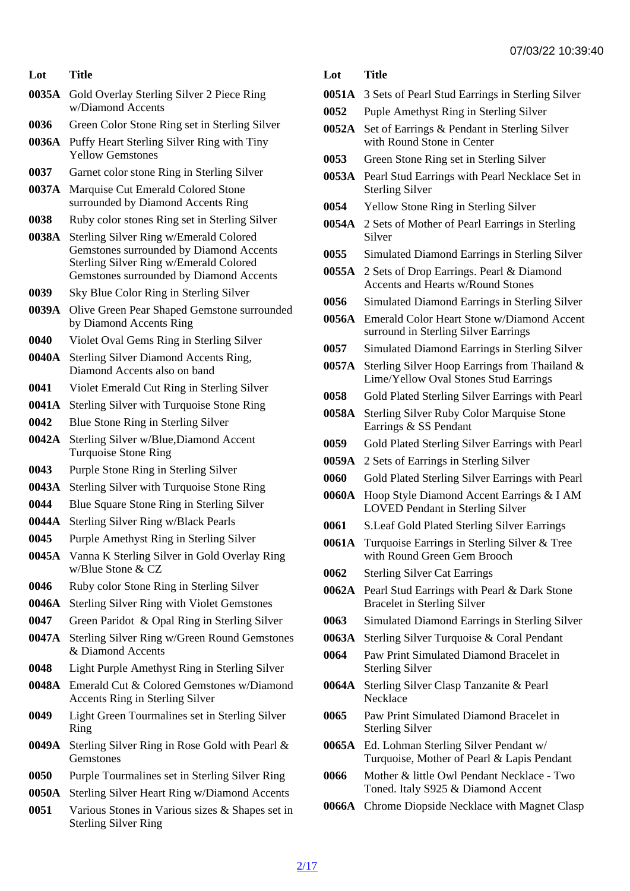| Lot | Title |
| --- | --- |
| 0035A | Gold Overlay Sterling Silver 2 Piece Ring w/Diamond Accents |
| 0036 | Green Color Stone Ring set in Sterling Silver |
| 0036A | Puffy Heart Sterling Silver Ring with Tiny Yellow Gemstones |
| 0037 | Garnet color stone Ring in Sterling Silver |
| 0037A | Marquise Cut Emerald Colored Stone surrounded by Diamond Accents Ring |
| 0038 | Ruby color stones Ring set in Sterling Silver |
| 0038A | Sterling Silver Ring w/Emerald Colored Gemstones surrounded by Diamond Accents Sterling Silver Ring w/Emerald Colored Gemstones surrounded by Diamond Accents |
| 0039 | Sky Blue Color Ring in Sterling Silver |
| 0039A | Olive Green Pear Shaped Gemstone surrounded by Diamond Accents Ring |
| 0040 | Violet Oval Gems Ring in Sterling Silver |
| 0040A | Sterling Silver Diamond Accents Ring, Diamond Accents also on band |
| 0041 | Violet Emerald Cut Ring in Sterling Silver |
| 0041A | Sterling Silver with Turquoise Stone Ring |
| 0042 | Blue Stone Ring in Sterling Silver |
| 0042A | Sterling Silver w/Blue,Diamond Accent Turquoise Stone Ring |
| 0043 | Purple Stone Ring in Sterling Silver |
| 0043A | Sterling Silver with Turquoise Stone Ring |
| 0044 | Blue Square Stone Ring in Sterling Silver |
| 0044A | Sterling Silver Ring w/Black Pearls |
| 0045 | Purple Amethyst Ring in Sterling Silver |
| 0045A | Vanna K Sterling Silver in Gold Overlay Ring w/Blue Stone & CZ |
| 0046 | Ruby color Stone Ring in Sterling Silver |
| 0046A | Sterling Silver Ring with Violet Gemstones |
| 0047 | Green Paridot & Opal Ring in Sterling Silver |
| 0047A | Sterling Silver Ring w/Green Round Gemstones & Diamond Accents |
| 0048 | Light Purple Amethyst Ring in Sterling Silver |
| 0048A | Emerald Cut & Colored Gemstones w/Diamond Accents Ring in Sterling Silver |
| 0049 | Light Green Tourmalines set in Sterling Silver Ring |
| 0049A | Sterling Silver Ring in Rose Gold with Pearl & Gemstones |
| 0050 | Purple Tourmalines set in Sterling Silver Ring |
| 0050A | Sterling Silver Heart Ring w/Diamond Accents |
| 0051 | Various Stones in Various sizes & Shapes set in Sterling Silver Ring |
| 0051A | 3 Sets of Pearl Stud Earrings in Sterling Silver |
| 0052 | Puple Amethyst Ring in Sterling Silver |
| 0052A | Set of Earrings & Pendant in Sterling Silver with Round Stone in Center |
| 0053 | Green Stone Ring set in Sterling Silver |
| 0053A | Pearl Stud Earrings with Pearl Necklace Set in Sterling Silver |
| 0054 | Yellow Stone Ring in Sterling Silver |
| 0054A | 2 Sets of Mother of Pearl Earrings in Sterling Silver |
| 0055 | Simulated Diamond Earrings in Sterling Silver |
| 0055A | 2 Sets of Drop Earrings. Pearl & Diamond Accents and Hearts w/Round Stones |
| 0056 | Simulated Diamond Earrings in Sterling Silver |
| 0056A | Emerald Color Heart Stone w/Diamond Accent surround in Sterling Silver Earrings |
| 0057 | Simulated Diamond Earrings in Sterling Silver |
| 0057A | Sterling Silver Hoop Earrings from Thailand & Lime/Yellow Oval Stones Stud Earrings |
| 0058 | Gold Plated Sterling Silver Earrings with Pearl |
| 0058A | Sterling Silver Ruby Color Marquise Stone Earrings & SS Pendant |
| 0059 | Gold Plated Sterling Silver Earrings with Pearl |
| 0059A | 2 Sets of Earrings in Sterling Silver |
| 0060 | Gold Plated Sterling Silver Earrings with Pearl |
| 0060A | Hoop Style Diamond Accent Earrings & I AM LOVED Pendant in Sterling Silver |
| 0061 | S.Leaf Gold Plated Sterling Silver Earrings |
| 0061A | Turquoise Earrings in Sterling Silver & Tree with Round Green Gem Brooch |
| 0062 | Sterling Silver Cat Earrings |
| 0062A | Pearl Stud Earrings with Pearl & Dark Stone Bracelet in Sterling Silver |
| 0063 | Simulated Diamond Earrings in Sterling Silver |
| 0063A | Sterling Silver Turquoise & Coral Pendant |
| 0064 | Paw Print Simulated Diamond Bracelet in Sterling Silver |
| 0064A | Sterling Silver Clasp Tanzanite & Pearl Necklace |
| 0065 | Paw Print Simulated Diamond Bracelet in Sterling Silver |
| 0065A | Ed. Lohman Sterling Silver Pendant w/ Turquoise, Mother of Pearl & Lapis Pendant |
| 0066 | Mother & little Owl Pendant Necklace - Two Toned. Italy S925 & Diamond Accent |
| 0066A | Chrome Diopside Necklace with Magnet Clasp |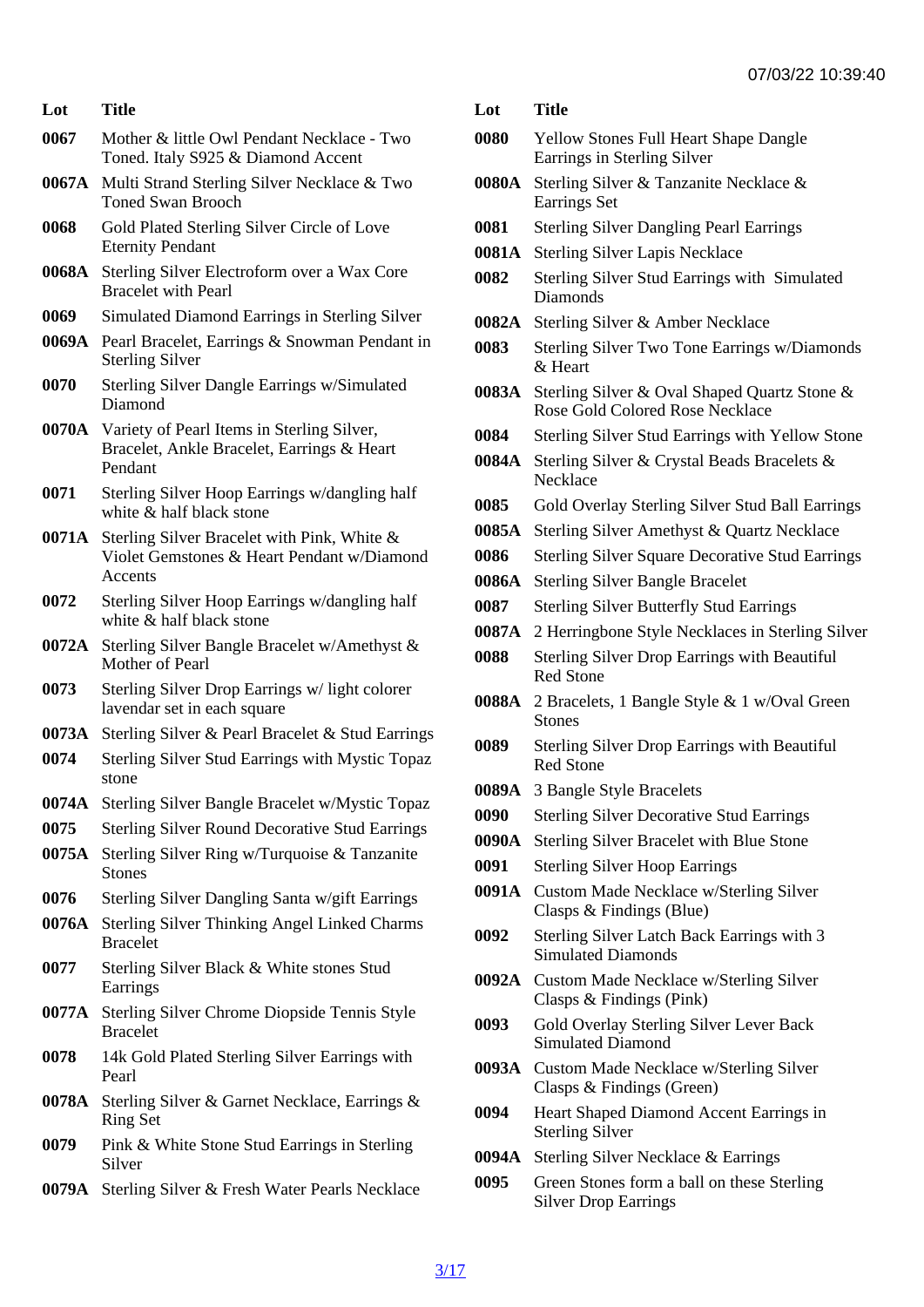| Lot | Title |
|---|---|
| 0067 | Mother & little Owl Pendant Necklace - Two Toned. Italy S925 & Diamond Accent |
| 0067A | Multi Strand Sterling Silver Necklace & Two Toned Swan Brooch |
| 0068 | Gold Plated Sterling Silver Circle of Love Eternity Pendant |
| 0068A | Sterling Silver Electroform over a Wax Core Bracelet with Pearl |
| 0069 | Simulated Diamond Earrings in Sterling Silver |
| 0069A | Pearl Bracelet, Earrings & Snowman Pendant in Sterling Silver |
| 0070 | Sterling Silver Dangle Earrings w/Simulated Diamond |
| 0070A | Variety of Pearl Items in Sterling Silver, Bracelet, Ankle Bracelet, Earrings & Heart Pendant |
| 0071 | Sterling Silver Hoop Earrings w/dangling half white & half black stone |
| 0071A | Sterling Silver Bracelet with Pink, White & Violet Gemstones & Heart Pendant w/Diamond Accents |
| 0072 | Sterling Silver Hoop Earrings w/dangling half white & half black stone |
| 0072A | Sterling Silver Bangle Bracelet w/Amethyst & Mother of Pearl |
| 0073 | Sterling Silver Drop Earrings w/ light colorer lavendar set in each square |
| 0073A | Sterling Silver & Pearl Bracelet & Stud Earrings |
| 0074 | Sterling Silver Stud Earrings with Mystic Topaz stone |
| 0074A | Sterling Silver Bangle Bracelet w/Mystic Topaz |
| 0075 | Sterling Silver Round Decorative Stud Earrings |
| 0075A | Sterling Silver Ring w/Turquoise & Tanzanite Stones |
| 0076 | Sterling Silver Dangling Santa w/gift Earrings |
| 0076A | Sterling Silver Thinking Angel Linked Charms Bracelet |
| 0077 | Sterling Silver Black & White stones Stud Earrings |
| 0077A | Sterling Silver Chrome Diopside Tennis Style Bracelet |
| 0078 | 14k Gold Plated Sterling Silver Earrings with Pearl |
| 0078A | Sterling Silver & Garnet Necklace, Earrings & Ring Set |
| 0079 | Pink & White Stone Stud Earrings in Sterling Silver |
| 0079A | Sterling Silver & Fresh Water Pearls Necklace |
| 0080 | Yellow Stones Full Heart Shape Dangle Earrings in Sterling Silver |
| 0080A | Sterling Silver & Tanzanite Necklace & Earrings Set |
| 0081 | Sterling Silver Dangling Pearl Earrings |
| 0081A | Sterling Silver Lapis Necklace |
| 0082 | Sterling Silver Stud Earrings with Simulated Diamonds |
| 0082A | Sterling Silver & Amber Necklace |
| 0083 | Sterling Silver Two Tone Earrings w/Diamonds & Heart |
| 0083A | Sterling Silver & Oval Shaped Quartz Stone & Rose Gold Colored Rose Necklace |
| 0084 | Sterling Silver Stud Earrings with Yellow Stone |
| 0084A | Sterling Silver & Crystal Beads Bracelets & Necklace |
| 0085 | Gold Overlay Sterling Silver Stud Ball Earrings |
| 0085A | Sterling Silver Amethyst & Quartz Necklace |
| 0086 | Sterling Silver Square Decorative Stud Earrings |
| 0086A | Sterling Silver Bangle Bracelet |
| 0087 | Sterling Silver Butterfly Stud Earrings |
| 0087A | 2 Herringbone Style Necklaces in Sterling Silver |
| 0088 | Sterling Silver Drop Earrings with Beautiful Red Stone |
| 0088A | 2 Bracelets, 1 Bangle Style & 1 w/Oval Green Stones |
| 0089 | Sterling Silver Drop Earrings with Beautiful Red Stone |
| 0089A | 3 Bangle Style Bracelets |
| 0090 | Sterling Silver Decorative Stud Earrings |
| 0090A | Sterling Silver Bracelet with Blue Stone |
| 0091 | Sterling Silver Hoop Earrings |
| 0091A | Custom Made Necklace w/Sterling Silver Clasps & Findings (Blue) |
| 0092 | Sterling Silver Latch Back Earrings with 3 Simulated Diamonds |
| 0092A | Custom Made Necklace w/Sterling Silver Clasps & Findings (Pink) |
| 0093 | Gold Overlay Sterling Silver Lever Back Simulated Diamond |
| 0093A | Custom Made Necklace w/Sterling Silver Clasps & Findings (Green) |
| 0094 | Heart Shaped Diamond Accent Earrings in Sterling Silver |
| 0094A | Sterling Silver Necklace & Earrings |
| 0095 | Green Stones form a ball on these Sterling Silver Drop Earrings |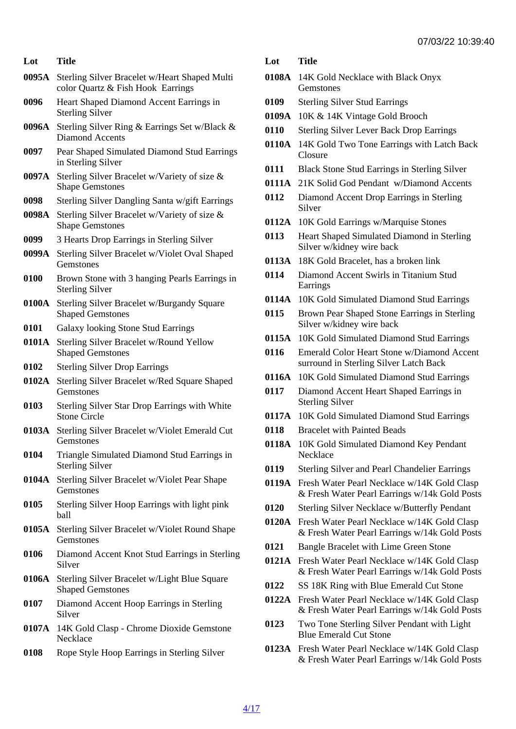| Lot | Title |
|---|---|
| 0095A | Sterling Silver Bracelet w/Heart Shaped Multi color Quartz & Fish Hook  Earrings |
| 0096 | Heart Shaped Diamond Accent Earrings in Sterling Silver |
| 0096A | Sterling Silver Ring & Earrings Set w/Black & Diamond Accents |
| 0097 | Pear Shaped Simulated Diamond Stud Earrings in Sterling Silver |
| 0097A | Sterling Silver Bracelet w/Variety of size & Shape Gemstones |
| 0098 | Sterling Silver Dangling Santa w/gift Earrings |
| 0098A | Sterling Silver Bracelet w/Variety of size & Shape Gemstones |
| 0099 | 3 Hearts Drop Earrings in Sterling Silver |
| 0099A | Sterling Silver Bracelet w/Violet Oval Shaped Gemstones |
| 0100 | Brown Stone with 3 hanging Pearls Earrings in Sterling Silver |
| 0100A | Sterling Silver Bracelet w/Burgandy Square Shaped Gemstones |
| 0101 | Galaxy looking Stone Stud Earrings |
| 0101A | Sterling Silver Bracelet w/Round Yellow Shaped Gemstones |
| 0102 | Sterling Silver Drop Earrings |
| 0102A | Sterling Silver Bracelet w/Red Square Shaped Gemstones |
| 0103 | Sterling Silver Star Drop Earrings with White Stone Circle |
| 0103A | Sterling Silver Bracelet w/Violet Emerald Cut Gemstones |
| 0104 | Triangle Simulated Diamond Stud Earrings in Sterling Silver |
| 0104A | Sterling Silver Bracelet w/Violet Pear Shape Gemstones |
| 0105 | Sterling Silver Hoop Earrings with light pink ball |
| 0105A | Sterling Silver Bracelet w/Violet Round Shape Gemstones |
| 0106 | Diamond Accent Knot Stud Earrings in Sterling Silver |
| 0106A | Sterling Silver Bracelet w/Light Blue Square Shaped Gemstones |
| 0107 | Diamond Accent Hoop Earrings in Sterling Silver |
| 0107A | 14K Gold Clasp - Chrome Dioxide Gemstone Necklace |
| 0108 | Rope Style Hoop Earrings in Sterling Silver |
| 0108A | 14K Gold Necklace with Black Onyx Gemstones |
| 0109 | Sterling Silver Stud Earrings |
| 0109A | 10K & 14K Vintage Gold Brooch |
| 0110 | Sterling Silver Lever Back Drop Earrings |
| 0110A | 14K Gold Two Tone Earrings with Latch Back Closure |
| 0111 | Black Stone Stud Earrings in Sterling Silver |
| 0111A | 21K Solid God Pendant  w/Diamond Accents |
| 0112 | Diamond Accent Drop Earrings in Sterling Silver |
| 0112A | 10K Gold Earrings w/Marquise Stones |
| 0113 | Heart Shaped Simulated Diamond in Sterling Silver w/kidney wire back |
| 0113A | 18K Gold Bracelet, has a broken link |
| 0114 | Diamond Accent Swirls in Titanium Stud Earrings |
| 0114A | 10K Gold Simulated Diamond Stud Earrings |
| 0115 | Brown Pear Shaped Stone Earrings in Sterling Silver w/kidney wire back |
| 0115A | 10K Gold Simulated Diamond Stud Earrings |
| 0116 | Emerald Color Heart Stone w/Diamond Accent surround in Sterling Silver Latch Back |
| 0116A | 10K Gold Simulated Diamond Stud Earrings |
| 0117 | Diamond Accent Heart Shaped Earrings in Sterling Silver |
| 0117A | 10K Gold Simulated Diamond Stud Earrings |
| 0118 | Bracelet with Painted Beads |
| 0118A | 10K Gold Simulated Diamond Key Pendant Necklace |
| 0119 | Sterling Silver and Pearl Chandelier Earrings |
| 0119A | Fresh Water Pearl Necklace w/14K Gold Clasp & Fresh Water Pearl Earrings w/14k Gold Posts |
| 0120 | Sterling Silver Necklace w/Butterfly Pendant |
| 0120A | Fresh Water Pearl Necklace w/14K Gold Clasp & Fresh Water Pearl Earrings w/14k Gold Posts |
| 0121 | Bangle Bracelet with Lime Green Stone |
| 0121A | Fresh Water Pearl Necklace w/14K Gold Clasp & Fresh Water Pearl Earrings w/14k Gold Posts |
| 0122 | SS 18K Ring with Blue Emerald Cut Stone |
| 0122A | Fresh Water Pearl Necklace w/14K Gold Clasp & Fresh Water Pearl Earrings w/14k Gold Posts |
| 0123 | Two Tone Sterling Silver Pendant with Light Blue Emerald Cut Stone |
| 0123A | Fresh Water Pearl Necklace w/14K Gold Clasp & Fresh Water Pearl Earrings w/14k Gold Posts |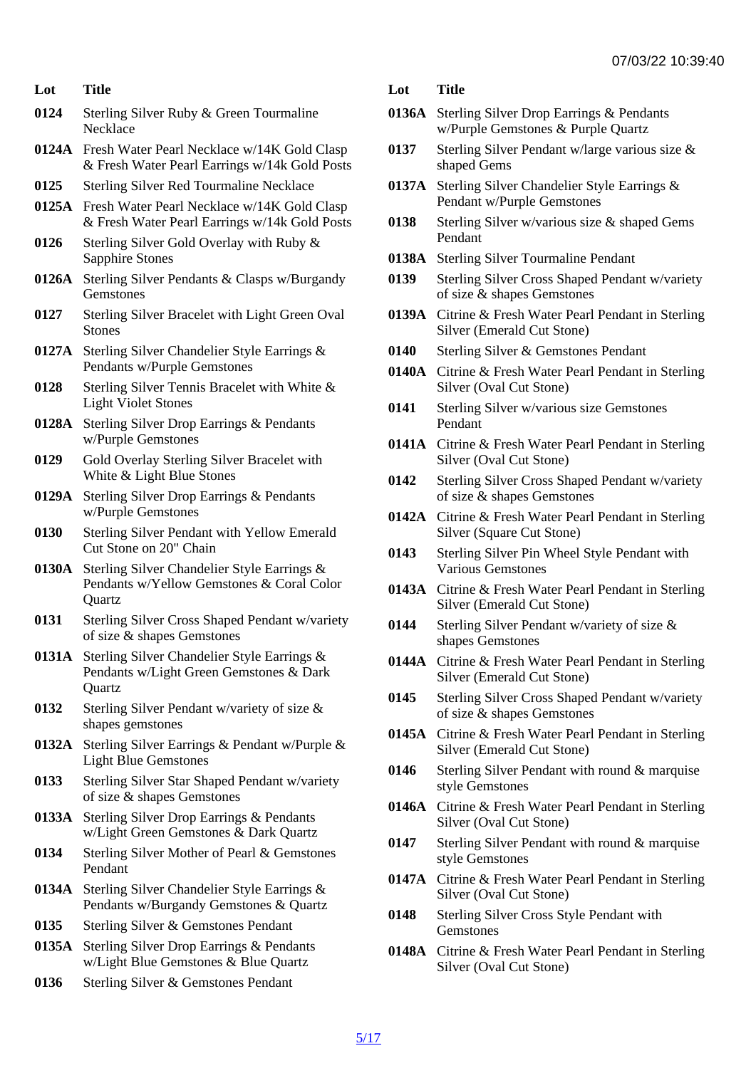| Lot | Title |
| --- | --- |
| 0124 | Sterling Silver Ruby & Green Tourmaline Necklace |
| 0124A | Fresh Water Pearl Necklace w/14K Gold Clasp & Fresh Water Pearl Earrings w/14k Gold Posts |
| 0125 | Sterling Silver Red Tourmaline Necklace |
| 0125A | Fresh Water Pearl Necklace w/14K Gold Clasp & Fresh Water Pearl Earrings w/14k Gold Posts |
| 0126 | Sterling Silver Gold Overlay with Ruby & Sapphire Stones |
| 0126A | Sterling Silver Pendants & Clasps w/Burgandy Gemstones |
| 0127 | Sterling Silver Bracelet with Light Green Oval Stones |
| 0127A | Sterling Silver Chandelier Style Earrings & Pendants w/Purple Gemstones |
| 0128 | Sterling Silver Tennis Bracelet with White & Light Violet Stones |
| 0128A | Sterling Silver Drop Earrings & Pendants w/Purple Gemstones |
| 0129 | Gold Overlay Sterling Silver Bracelet with White & Light Blue Stones |
| 0129A | Sterling Silver Drop Earrings & Pendants w/Purple Gemstones |
| 0130 | Sterling Silver Pendant with Yellow Emerald Cut Stone on 20" Chain |
| 0130A | Sterling Silver Chandelier Style Earrings & Pendants w/Yellow Gemstones & Coral Color Quartz |
| 0131 | Sterling Silver Cross Shaped Pendant w/variety of size & shapes Gemstones |
| 0131A | Sterling Silver Chandelier Style Earrings & Pendants w/Light Green Gemstones & Dark Quartz |
| 0132 | Sterling Silver Pendant w/variety of size & shapes gemstones |
| 0132A | Sterling Silver Earrings & Pendant w/Purple & Light Blue Gemstones |
| 0133 | Sterling Silver Star Shaped Pendant w/variety of size & shapes Gemstones |
| 0133A | Sterling Silver Drop Earrings & Pendants w/Light Green Gemstones & Dark Quartz |
| 0134 | Sterling Silver Mother of Pearl & Gemstones Pendant |
| 0134A | Sterling Silver Chandelier Style Earrings & Pendants w/Burgandy Gemstones & Quartz |
| 0135 | Sterling Silver & Gemstones Pendant |
| 0135A | Sterling Silver Drop Earrings & Pendants w/Light Blue Gemstones & Blue Quartz |
| 0136 | Sterling Silver & Gemstones Pendant |
| 0136A | Sterling Silver Drop Earrings & Pendants w/Purple Gemstones & Purple Quartz |
| 0137 | Sterling Silver Pendant w/large various size & shaped Gems |
| 0137A | Sterling Silver Chandelier Style Earrings & Pendant w/Purple Gemstones |
| 0138 | Sterling Silver w/various size & shaped Gems Pendant |
| 0138A | Sterling Silver Tourmaline Pendant |
| 0139 | Sterling Silver Cross Shaped Pendant w/variety of size & shapes Gemstones |
| 0139A | Citrine & Fresh Water Pearl Pendant in Sterling Silver (Emerald Cut Stone) |
| 0140 | Sterling Silver & Gemstones Pendant |
| 0140A | Citrine & Fresh Water Pearl Pendant in Sterling Silver (Oval Cut Stone) |
| 0141 | Sterling Silver w/various size Gemstones Pendant |
| 0141A | Citrine & Fresh Water Pearl Pendant in Sterling Silver (Oval Cut Stone) |
| 0142 | Sterling Silver Cross Shaped Pendant w/variety of size & shapes Gemstones |
| 0142A | Citrine & Fresh Water Pearl Pendant in Sterling Silver (Square Cut Stone) |
| 0143 | Sterling Silver Pin Wheel Style Pendant with Various Gemstones |
| 0143A | Citrine & Fresh Water Pearl Pendant in Sterling Silver (Emerald Cut Stone) |
| 0144 | Sterling Silver Pendant w/variety of size & shapes Gemstones |
| 0144A | Citrine & Fresh Water Pearl Pendant in Sterling Silver (Emerald Cut Stone) |
| 0145 | Sterling Silver Cross Shaped Pendant w/variety of size & shapes Gemstones |
| 0145A | Citrine & Fresh Water Pearl Pendant in Sterling Silver (Emerald Cut Stone) |
| 0146 | Sterling Silver Pendant with round & marquise style Gemstones |
| 0146A | Citrine & Fresh Water Pearl Pendant in Sterling Silver (Oval Cut Stone) |
| 0147 | Sterling Silver Pendant with round & marquise style Gemstones |
| 0147A | Citrine & Fresh Water Pearl Pendant in Sterling Silver (Oval Cut Stone) |
| 0148 | Sterling Silver Cross Style Pendant with Gemstones |
| 0148A | Citrine & Fresh Water Pearl Pendant in Sterling Silver (Oval Cut Stone) |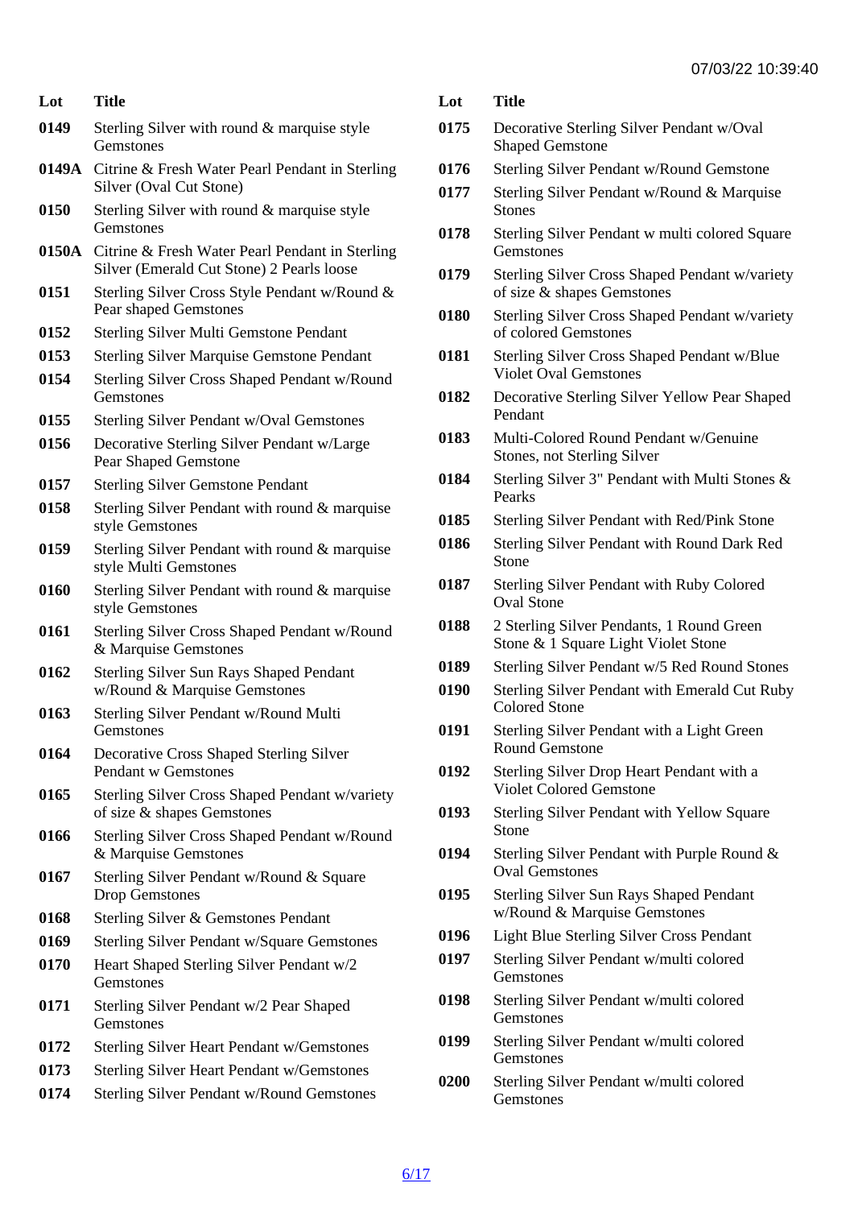| Lot | Title |
|---|---|
| **0149** | Sterling Silver with round & marquise style Gemstones |
| **0149A** | Citrine & Fresh Water Pearl Pendant in Sterling Silver (Oval Cut Stone) |
| **0150** | Sterling Silver with round & marquise style Gemstones |
| **0150A** | Citrine & Fresh Water Pearl Pendant in Sterling Silver (Emerald Cut Stone) 2 Pearls loose |
| **0151** | Sterling Silver Cross Style Pendant w/Round & Pear shaped Gemstones |
| **0152** | Sterling Silver Multi Gemstone Pendant |
| **0153** | Sterling Silver Marquise Gemstone Pendant |
| **0154** | Sterling Silver Cross Shaped Pendant w/Round Gemstones |
| **0155** | Sterling Silver Pendant w/Oval Gemstones |
| **0156** | Decorative Sterling Silver Pendant w/Large Pear Shaped Gemstone |
| **0157** | Sterling Silver Gemstone Pendant |
| **0158** | Sterling Silver Pendant with round & marquise style Gemstones |
| **0159** | Sterling Silver Pendant with round & marquise style Multi Gemstones |
| **0160** | Sterling Silver Pendant with round & marquise style Gemstones |
| **0161** | Sterling Silver Cross Shaped Pendant w/Round & Marquise Gemstones |
| **0162** | Sterling Silver Sun Rays Shaped Pendant w/Round & Marquise Gemstones |
| **0163** | Sterling Silver Pendant w/Round Multi Gemstones |
| **0164** | Decorative Cross Shaped Sterling Silver Pendant w Gemstones |
| **0165** | Sterling Silver Cross Shaped Pendant w/variety of size & shapes Gemstones |
| **0166** | Sterling Silver Cross Shaped Pendant w/Round & Marquise Gemstones |
| **0167** | Sterling Silver Pendant w/Round & Square Drop Gemstones |
| **0168** | Sterling Silver & Gemstones Pendant |
| **0169** | Sterling Silver Pendant w/Square Gemstones |
| **0170** | Heart Shaped Sterling Silver Pendant w/2 Gemstones |
| **0171** | Sterling Silver Pendant w/2 Pear Shaped Gemstones |
| **0172** | Sterling Silver Heart Pendant w/Gemstones |
| **0173** | Sterling Silver Heart Pendant w/Gemstones |
| **0174** | Sterling Silver Pendant w/Round Gemstones |
| **0175** | Decorative Sterling Silver Pendant w/Oval Shaped Gemstone |
| **0176** | Sterling Silver Pendant w/Round Gemstone |
| **0177** | Sterling Silver Pendant w/Round & Marquise Stones |
| **0178** | Sterling Silver Pendant w multi colored Square Gemstones |
| **0179** | Sterling Silver Cross Shaped Pendant w/variety of size & shapes Gemstones |
| **0180** | Sterling Silver Cross Shaped Pendant w/variety of colored Gemstones |
| **0181** | Sterling Silver Cross Shaped Pendant w/Blue Violet Oval Gemstones |
| **0182** | Decorative Sterling Silver Yellow Pear Shaped Pendant |
| **0183** | Multi-Colored Round Pendant w/Genuine Stones, not Sterling Silver |
| **0184** | Sterling Silver 3" Pendant with Multi Stones & Pearks |
| **0185** | Sterling Silver Pendant with Red/Pink Stone |
| **0186** | Sterling Silver Pendant with Round Dark Red Stone |
| **0187** | Sterling Silver Pendant with Ruby Colored Oval Stone |
| **0188** | 2 Sterling Silver Pendants, 1 Round Green Stone & 1 Square Light Violet Stone |
| **0189** | Sterling Silver Pendant w/5 Red Round Stones |
| **0190** | Sterling Silver Pendant with Emerald Cut Ruby Colored Stone |
| **0191** | Sterling Silver Pendant with a Light Green Round Gemstone |
| **0192** | Sterling Silver Drop Heart Pendant with a Violet Colored Gemstone |
| **0193** | Sterling Silver Pendant with Yellow Square Stone |
| **0194** | Sterling Silver Pendant with Purple Round & Oval Gemstones |
| **0195** | Sterling Silver Sun Rays Shaped Pendant w/Round & Marquise Gemstones |
| **0196** | Light Blue Sterling Silver Cross Pendant |
| **0197** | Sterling Silver Pendant w/multi colored Gemstones |
| **0198** | Sterling Silver Pendant w/multi colored Gemstones |
| **0199** | Sterling Silver Pendant w/multi colored Gemstones |
| **0200** | Sterling Silver Pendant w/multi colored Gemstones |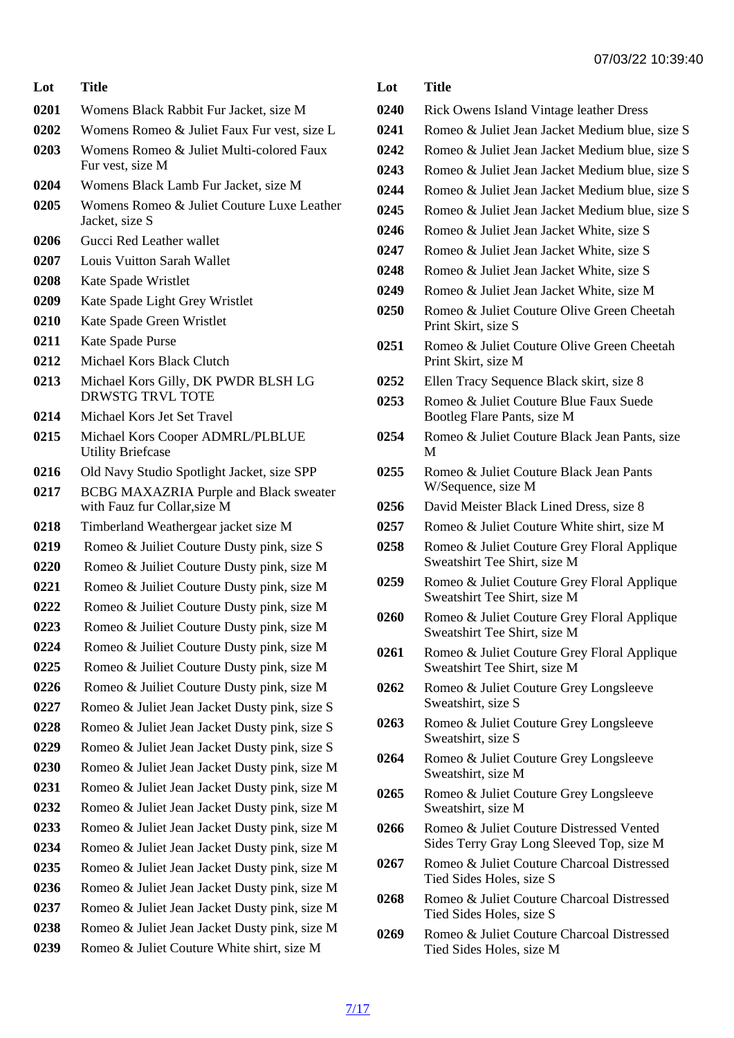07/03/22 10:39:40

| Lot | Title |
|---|---|
| 0201 | Womens Black Rabbit Fur Jacket, size M |
| 0202 | Womens Romeo & Juliet Faux Fur vest, size L |
| 0203 | Womens Romeo & Juliet Multi-colored Faux Fur vest, size M |
| 0204 | Womens Black Lamb Fur Jacket, size M |
| 0205 | Womens Romeo & Juliet Couture Luxe Leather Jacket, size S |
| 0206 | Gucci Red Leather wallet |
| 0207 | Louis Vuitton Sarah Wallet |
| 0208 | Kate Spade Wristlet |
| 0209 | Kate Spade Light Grey Wristlet |
| 0210 | Kate Spade Green Wristlet |
| 0211 | Kate Spade Purse |
| 0212 | Michael Kors Black Clutch |
| 0213 | Michael Kors Gilly, DK PWDR BLSH LG DRWSTG TRVL TOTE |
| 0214 | Michael Kors Jet Set Travel |
| 0215 | Michael Kors Cooper ADMRL/PLBLUE Utility Briefcase |
| 0216 | Old Navy Studio Spotlight Jacket, size SPP |
| 0217 | BCBG MAXAZRIA Purple and Black sweater with Fauz fur Collar,size M |
| 0218 | Timberland Weathergear jacket size M |
| 0219 | Romeo & Juiliet Couture Dusty pink, size S |
| 0220 | Romeo & Juiliet Couture Dusty pink, size M |
| 0221 | Romeo & Juiliet Couture Dusty pink, size M |
| 0222 | Romeo & Juiliet Couture Dusty pink, size M |
| 0223 | Romeo & Juiliet Couture Dusty pink, size M |
| 0224 | Romeo & Juiliet Couture Dusty pink, size M |
| 0225 | Romeo & Juiliet Couture Dusty pink, size M |
| 0226 | Romeo & Juiliet Couture Dusty pink, size M |
| 0227 | Romeo & Juliet Jean Jacket Dusty pink, size S |
| 0228 | Romeo & Juliet Jean Jacket Dusty pink, size S |
| 0229 | Romeo & Juliet Jean Jacket Dusty pink, size S |
| 0230 | Romeo & Juliet Jean Jacket Dusty pink, size M |
| 0231 | Romeo & Juliet Jean Jacket Dusty pink, size M |
| 0232 | Romeo & Juliet Jean Jacket Dusty pink, size M |
| 0233 | Romeo & Juliet Jean Jacket Dusty pink, size M |
| 0234 | Romeo & Juliet Jean Jacket Dusty pink, size M |
| 0235 | Romeo & Juliet Jean Jacket Dusty pink, size M |
| 0236 | Romeo & Juliet Jean Jacket Dusty pink, size M |
| 0237 | Romeo & Juliet Jean Jacket Dusty pink, size M |
| 0238 | Romeo & Juliet Jean Jacket Dusty pink, size M |
| 0239 | Romeo & Juliet Couture White shirt, size M |
| 0240 | Rick Owens Island Vintage leather Dress |
| 0241 | Romeo & Juliet Jean Jacket Medium blue, size S |
| 0242 | Romeo & Juliet Jean Jacket Medium blue, size S |
| 0243 | Romeo & Juliet Jean Jacket Medium blue, size S |
| 0244 | Romeo & Juliet Jean Jacket Medium blue, size S |
| 0245 | Romeo & Juliet Jean Jacket Medium blue, size S |
| 0246 | Romeo & Juliet Jean Jacket White, size S |
| 0247 | Romeo & Juliet Jean Jacket White, size S |
| 0248 | Romeo & Juliet Jean Jacket White, size S |
| 0249 | Romeo & Juliet Jean Jacket White, size M |
| 0250 | Romeo & Juliet Couture Olive Green Cheetah Print Skirt, size S |
| 0251 | Romeo & Juliet Couture Olive Green Cheetah Print Skirt, size M |
| 0252 | Ellen Tracy Sequence Black skirt, size 8 |
| 0253 | Romeo & Juliet Couture Blue Faux Suede Bootleg Flare Pants, size M |
| 0254 | Romeo & Juliet Couture Black Jean Pants, size M |
| 0255 | Romeo & Juliet Couture Black Jean Pants W/Sequence, size M |
| 0256 | David Meister Black Lined Dress, size 8 |
| 0257 | Romeo & Juliet Couture White shirt, size M |
| 0258 | Romeo & Juliet Couture Grey Floral Applique Sweatshirt Tee Shirt, size M |
| 0259 | Romeo & Juliet Couture Grey Floral Applique Sweatshirt Tee Shirt, size M |
| 0260 | Romeo & Juliet Couture Grey Floral Applique Sweatshirt Tee Shirt, size M |
| 0261 | Romeo & Juliet Couture Grey Floral Applique Sweatshirt Tee Shirt, size M |
| 0262 | Romeo & Juliet Couture Grey Longsleeve Sweatshirt, size S |
| 0263 | Romeo & Juliet Couture Grey Longsleeve Sweatshirt, size S |
| 0264 | Romeo & Juliet Couture Grey Longsleeve Sweatshirt, size M |
| 0265 | Romeo & Juliet Couture Grey Longsleeve Sweatshirt, size M |
| 0266 | Romeo & Juliet Couture Distressed Vented Sides Terry Gray Long Sleeved Top, size M |
| 0267 | Romeo & Juliet Couture Charcoal Distressed Tied Sides Holes, size S |
| 0268 | Romeo & Juliet Couture Charcoal Distressed Tied Sides Holes, size S |
| 0269 | Romeo & Juliet Couture Charcoal Distressed Tied Sides Holes, size M |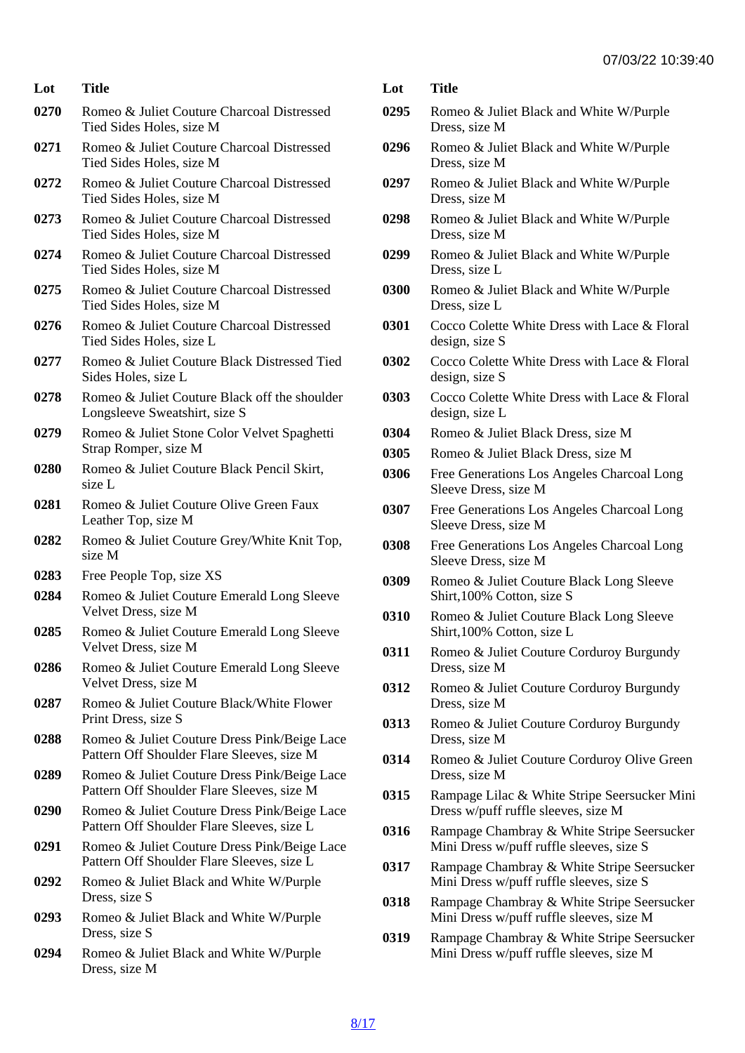| Lot | Title |
|---|---|
| 0270 | Romeo & Juliet Couture Charcoal Distressed Tied Sides Holes, size M |
| 0271 | Romeo & Juliet Couture Charcoal Distressed Tied Sides Holes, size M |
| 0272 | Romeo & Juliet Couture Charcoal Distressed Tied Sides Holes, size M |
| 0273 | Romeo & Juliet Couture Charcoal Distressed Tied Sides Holes, size M |
| 0274 | Romeo & Juliet Couture Charcoal Distressed Tied Sides Holes, size M |
| 0275 | Romeo & Juliet Couture Charcoal Distressed Tied Sides Holes, size M |
| 0276 | Romeo & Juliet Couture Charcoal Distressed Tied Sides Holes, size L |
| 0277 | Romeo & Juliet Couture Black Distressed Tied Sides Holes, size L |
| 0278 | Romeo & Juliet Couture Black off the shoulder Longsleeve Sweatshirt, size S |
| 0279 | Romeo & Juliet Stone Color Velvet Spaghetti Strap Romper, size M |
| 0280 | Romeo & Juliet Couture Black Pencil Skirt, size L |
| 0281 | Romeo & Juliet Couture Olive Green Faux Leather Top, size M |
| 0282 | Romeo & Juliet Couture Grey/White Knit Top, size M |
| 0283 | Free People Top, size XS |
| 0284 | Romeo & Juliet Couture Emerald Long Sleeve Velvet Dress, size M |
| 0285 | Romeo & Juliet Couture Emerald Long Sleeve Velvet Dress, size M |
| 0286 | Romeo & Juliet Couture Emerald Long Sleeve Velvet Dress, size M |
| 0287 | Romeo & Juliet Couture Black/White Flower Print Dress, size S |
| 0288 | Romeo & Juliet Couture Dress Pink/Beige Lace Pattern Off Shoulder Flare Sleeves, size M |
| 0289 | Romeo & Juliet Couture Dress Pink/Beige Lace Pattern Off Shoulder Flare Sleeves, size M |
| 0290 | Romeo & Juliet Couture Dress Pink/Beige Lace Pattern Off Shoulder Flare Sleeves, size L |
| 0291 | Romeo & Juliet Couture Dress Pink/Beige Lace Pattern Off Shoulder Flare Sleeves, size L |
| 0292 | Romeo & Juliet Black and White W/Purple Dress, size S |
| 0293 | Romeo & Juliet Black and White W/Purple Dress, size S |
| 0294 | Romeo & Juliet Black and White W/Purple Dress, size M |
| 0295 | Romeo & Juliet Black and White W/Purple Dress, size M |
| 0296 | Romeo & Juliet Black and White W/Purple Dress, size M |
| 0297 | Romeo & Juliet Black and White W/Purple Dress, size M |
| 0298 | Romeo & Juliet Black and White W/Purple Dress, size M |
| 0299 | Romeo & Juliet Black and White W/Purple Dress, size L |
| 0300 | Romeo & Juliet Black and White W/Purple Dress, size L |
| 0301 | Cocco Colette White Dress with Lace & Floral design, size S |
| 0302 | Cocco Colette White Dress with Lace & Floral design, size S |
| 0303 | Cocco Colette White Dress with Lace & Floral design, size L |
| 0304 | Romeo & Juliet Black Dress, size M |
| 0305 | Romeo & Juliet Black Dress, size M |
| 0306 | Free Generations Los Angeles Charcoal Long Sleeve Dress, size M |
| 0307 | Free Generations Los Angeles Charcoal Long Sleeve Dress, size M |
| 0308 | Free Generations Los Angeles Charcoal Long Sleeve Dress, size M |
| 0309 | Romeo & Juliet Couture Black Long Sleeve Shirt,100% Cotton, size S |
| 0310 | Romeo & Juliet Couture Black Long Sleeve Shirt,100% Cotton, size L |
| 0311 | Romeo & Juliet Couture Corduroy Burgundy Dress, size M |
| 0312 | Romeo & Juliet Couture Corduroy Burgundy Dress, size M |
| 0313 | Romeo & Juliet Couture Corduroy Burgundy Dress, size M |
| 0314 | Romeo & Juliet Couture Corduroy Olive Green Dress, size M |
| 0315 | Rampage Lilac & White Stripe Seersucker Mini Dress w/puff ruffle sleeves, size M |
| 0316 | Rampage Chambray & White Stripe Seersucker Mini Dress w/puff ruffle sleeves, size S |
| 0317 | Rampage Chambray & White Stripe Seersucker Mini Dress w/puff ruffle sleeves, size S |
| 0318 | Rampage Chambray & White Stripe Seersucker Mini Dress w/puff ruffle sleeves, size M |
| 0319 | Rampage Chambray & White Stripe Seersucker Mini Dress w/puff ruffle sleeves, size M |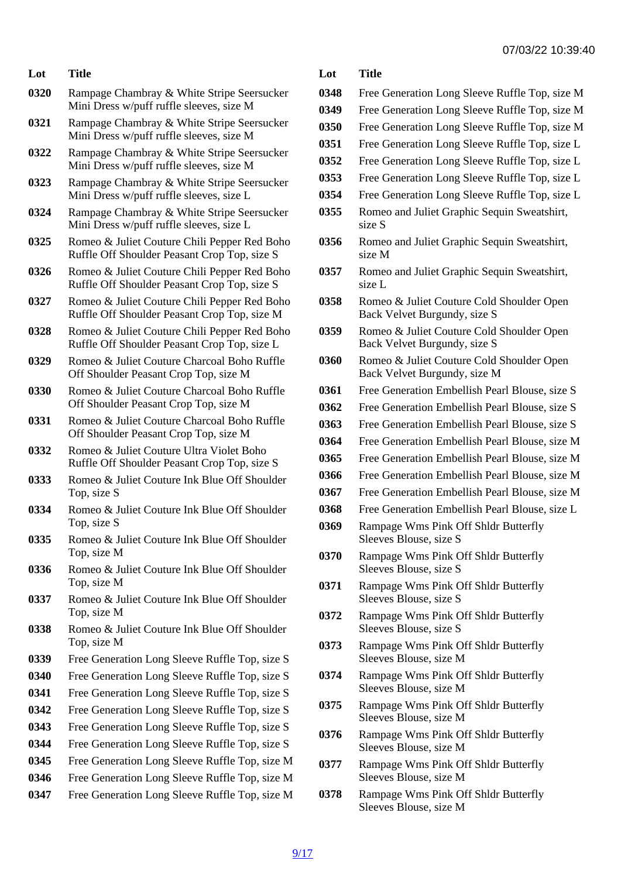07/03/22 10:39:40

| Lot | Title |
| --- | --- |
| 0320 | Rampage Chambray & White Stripe Seersucker Mini Dress w/puff ruffle sleeves, size M |
| 0321 | Rampage Chambray & White Stripe Seersucker Mini Dress w/puff ruffle sleeves, size M |
| 0322 | Rampage Chambray & White Stripe Seersucker Mini Dress w/puff ruffle sleeves, size M |
| 0323 | Rampage Chambray & White Stripe Seersucker Mini Dress w/puff ruffle sleeves, size L |
| 0324 | Rampage Chambray & White Stripe Seersucker Mini Dress w/puff ruffle sleeves, size L |
| 0325 | Romeo & Juliet Couture Chili Pepper Red Boho Ruffle Off Shoulder Peasant Crop Top, size S |
| 0326 | Romeo & Juliet Couture Chili Pepper Red Boho Ruffle Off Shoulder Peasant Crop Top, size S |
| 0327 | Romeo & Juliet Couture Chili Pepper Red Boho Ruffle Off Shoulder Peasant Crop Top, size M |
| 0328 | Romeo & Juliet Couture Chili Pepper Red Boho Ruffle Off Shoulder Peasant Crop Top, size L |
| 0329 | Romeo & Juliet Couture Charcoal Boho Ruffle Off Shoulder Peasant Crop Top, size M |
| 0330 | Romeo & Juliet Couture Charcoal Boho Ruffle Off Shoulder Peasant Crop Top, size M |
| 0331 | Romeo & Juliet Couture Charcoal Boho Ruffle Off Shoulder Peasant Crop Top, size M |
| 0332 | Romeo & Juliet Couture Ultra Violet Boho Ruffle Off Shoulder Peasant Crop Top, size S |
| 0333 | Romeo & Juliet Couture Ink Blue Off Shoulder Top, size S |
| 0334 | Romeo & Juliet Couture Ink Blue Off Shoulder Top, size S |
| 0335 | Romeo & Juliet Couture Ink Blue Off Shoulder Top, size M |
| 0336 | Romeo & Juliet Couture Ink Blue Off Shoulder Top, size M |
| 0337 | Romeo & Juliet Couture Ink Blue Off Shoulder Top, size M |
| 0338 | Romeo & Juliet Couture Ink Blue Off Shoulder Top, size M |
| 0339 | Free Generation Long Sleeve Ruffle Top, size S |
| 0340 | Free Generation Long Sleeve Ruffle Top, size S |
| 0341 | Free Generation Long Sleeve Ruffle Top, size S |
| 0342 | Free Generation Long Sleeve Ruffle Top, size S |
| 0343 | Free Generation Long Sleeve Ruffle Top, size S |
| 0344 | Free Generation Long Sleeve Ruffle Top, size S |
| 0345 | Free Generation Long Sleeve Ruffle Top, size M |
| 0346 | Free Generation Long Sleeve Ruffle Top, size M |
| 0347 | Free Generation Long Sleeve Ruffle Top, size M |
| 0348 | Free Generation Long Sleeve Ruffle Top, size M |
| 0349 | Free Generation Long Sleeve Ruffle Top, size M |
| 0350 | Free Generation Long Sleeve Ruffle Top, size M |
| 0351 | Free Generation Long Sleeve Ruffle Top, size L |
| 0352 | Free Generation Long Sleeve Ruffle Top, size L |
| 0353 | Free Generation Long Sleeve Ruffle Top, size L |
| 0354 | Free Generation Long Sleeve Ruffle Top, size L |
| 0355 | Romeo and Juliet Graphic Sequin Sweatshirt, size S |
| 0356 | Romeo and Juliet Graphic Sequin Sweatshirt, size M |
| 0357 | Romeo and Juliet Graphic Sequin Sweatshirt, size L |
| 0358 | Romeo & Juliet Couture Cold Shoulder Open Back Velvet Burgundy, size S |
| 0359 | Romeo & Juliet Couture Cold Shoulder Open Back Velvet Burgundy, size S |
| 0360 | Romeo & Juliet Couture Cold Shoulder Open Back Velvet Burgundy, size M |
| 0361 | Free Generation Embellish Pearl Blouse, size S |
| 0362 | Free Generation Embellish Pearl Blouse, size S |
| 0363 | Free Generation Embellish Pearl Blouse, size S |
| 0364 | Free Generation Embellish Pearl Blouse, size M |
| 0365 | Free Generation Embellish Pearl Blouse, size M |
| 0366 | Free Generation Embellish Pearl Blouse, size M |
| 0367 | Free Generation Embellish Pearl Blouse, size M |
| 0368 | Free Generation Embellish Pearl Blouse, size L |
| 0369 | Rampage Wms Pink Off Shldr Butterfly Sleeves Blouse, size S |
| 0370 | Rampage Wms Pink Off Shldr Butterfly Sleeves Blouse, size S |
| 0371 | Rampage Wms Pink Off Shldr Butterfly Sleeves Blouse, size S |
| 0372 | Rampage Wms Pink Off Shldr Butterfly Sleeves Blouse, size S |
| 0373 | Rampage Wms Pink Off Shldr Butterfly Sleeves Blouse, size M |
| 0374 | Rampage Wms Pink Off Shldr Butterfly Sleeves Blouse, size M |
| 0375 | Rampage Wms Pink Off Shldr Butterfly Sleeves Blouse, size M |
| 0376 | Rampage Wms Pink Off Shldr Butterfly Sleeves Blouse, size M |
| 0377 | Rampage Wms Pink Off Shldr Butterfly Sleeves Blouse, size M |
| 0378 | Rampage Wms Pink Off Shldr Butterfly Sleeves Blouse, size M |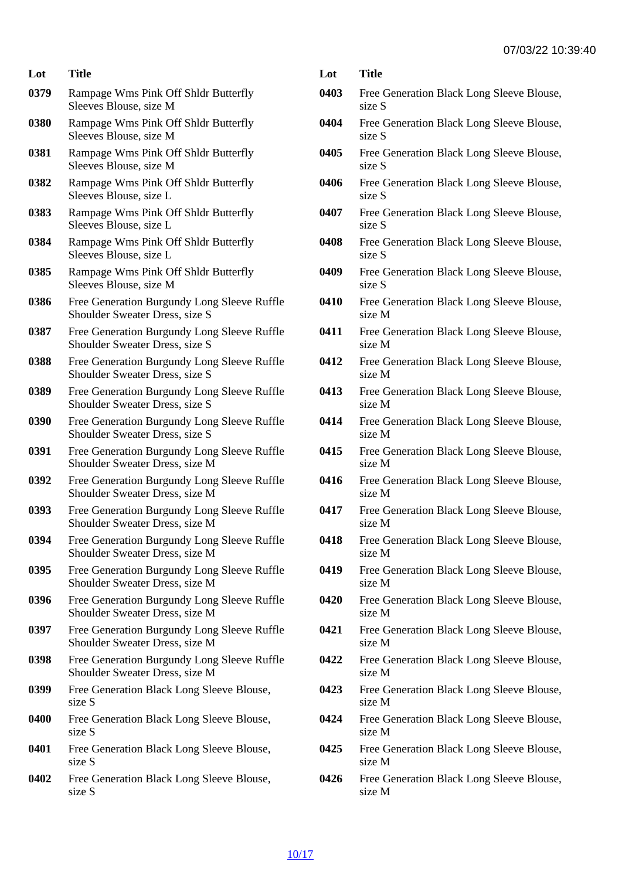| Lot | Title |
| --- | --- |
| 0379 | Rampage Wms Pink Off Shldr Butterfly Sleeves Blouse, size M |
| 0380 | Rampage Wms Pink Off Shldr Butterfly Sleeves Blouse, size M |
| 0381 | Rampage Wms Pink Off Shldr Butterfly Sleeves Blouse, size M |
| 0382 | Rampage Wms Pink Off Shldr Butterfly Sleeves Blouse, size L |
| 0383 | Rampage Wms Pink Off Shldr Butterfly Sleeves Blouse, size L |
| 0384 | Rampage Wms Pink Off Shldr Butterfly Sleeves Blouse, size L |
| 0385 | Rampage Wms Pink Off Shldr Butterfly Sleeves Blouse, size M |
| 0386 | Free Generation Burgundy Long Sleeve Ruffle Shoulder Sweater Dress, size S |
| 0387 | Free Generation Burgundy Long Sleeve Ruffle Shoulder Sweater Dress, size S |
| 0388 | Free Generation Burgundy Long Sleeve Ruffle Shoulder Sweater Dress, size S |
| 0389 | Free Generation Burgundy Long Sleeve Ruffle Shoulder Sweater Dress, size S |
| 0390 | Free Generation Burgundy Long Sleeve Ruffle Shoulder Sweater Dress, size S |
| 0391 | Free Generation Burgundy Long Sleeve Ruffle Shoulder Sweater Dress, size M |
| 0392 | Free Generation Burgundy Long Sleeve Ruffle Shoulder Sweater Dress, size M |
| 0393 | Free Generation Burgundy Long Sleeve Ruffle Shoulder Sweater Dress, size M |
| 0394 | Free Generation Burgundy Long Sleeve Ruffle Shoulder Sweater Dress, size M |
| 0395 | Free Generation Burgundy Long Sleeve Ruffle Shoulder Sweater Dress, size M |
| 0396 | Free Generation Burgundy Long Sleeve Ruffle Shoulder Sweater Dress, size M |
| 0397 | Free Generation Burgundy Long Sleeve Ruffle Shoulder Sweater Dress, size M |
| 0398 | Free Generation Burgundy Long Sleeve Ruffle Shoulder Sweater Dress, size M |
| 0399 | Free Generation Black Long Sleeve Blouse, size S |
| 0400 | Free Generation Black Long Sleeve Blouse, size S |
| 0401 | Free Generation Black Long Sleeve Blouse, size S |
| 0402 | Free Generation Black Long Sleeve Blouse, size S |
| 0403 | Free Generation Black Long Sleeve Blouse, size S |
| 0404 | Free Generation Black Long Sleeve Blouse, size S |
| 0405 | Free Generation Black Long Sleeve Blouse, size S |
| 0406 | Free Generation Black Long Sleeve Blouse, size S |
| 0407 | Free Generation Black Long Sleeve Blouse, size S |
| 0408 | Free Generation Black Long Sleeve Blouse, size S |
| 0409 | Free Generation Black Long Sleeve Blouse, size S |
| 0410 | Free Generation Black Long Sleeve Blouse, size M |
| 0411 | Free Generation Black Long Sleeve Blouse, size M |
| 0412 | Free Generation Black Long Sleeve Blouse, size M |
| 0413 | Free Generation Black Long Sleeve Blouse, size M |
| 0414 | Free Generation Black Long Sleeve Blouse, size M |
| 0415 | Free Generation Black Long Sleeve Blouse, size M |
| 0416 | Free Generation Black Long Sleeve Blouse, size M |
| 0417 | Free Generation Black Long Sleeve Blouse, size M |
| 0418 | Free Generation Black Long Sleeve Blouse, size M |
| 0419 | Free Generation Black Long Sleeve Blouse, size M |
| 0420 | Free Generation Black Long Sleeve Blouse, size M |
| 0421 | Free Generation Black Long Sleeve Blouse, size M |
| 0422 | Free Generation Black Long Sleeve Blouse, size M |
| 0423 | Free Generation Black Long Sleeve Blouse, size M |
| 0424 | Free Generation Black Long Sleeve Blouse, size M |
| 0425 | Free Generation Black Long Sleeve Blouse, size M |
| 0426 | Free Generation Black Long Sleeve Blouse, size M |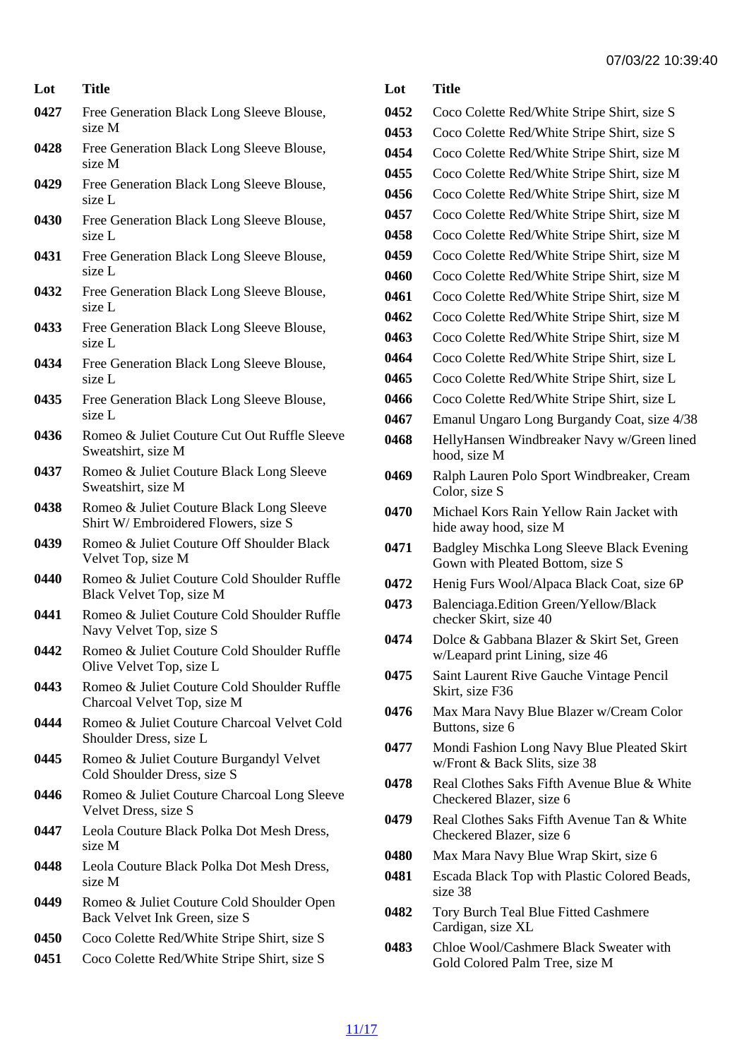07/03/22 10:39:40

| Lot | Title |
| --- | --- |
| 0427 | Free Generation Black Long Sleeve Blouse, size M |
| 0428 | Free Generation Black Long Sleeve Blouse, size M |
| 0429 | Free Generation Black Long Sleeve Blouse, size L |
| 0430 | Free Generation Black Long Sleeve Blouse, size L |
| 0431 | Free Generation Black Long Sleeve Blouse, size L |
| 0432 | Free Generation Black Long Sleeve Blouse, size L |
| 0433 | Free Generation Black Long Sleeve Blouse, size L |
| 0434 | Free Generation Black Long Sleeve Blouse, size L |
| 0435 | Free Generation Black Long Sleeve Blouse, size L |
| 0436 | Romeo & Juliet Couture Cut Out Ruffle Sleeve Sweatshirt, size M |
| 0437 | Romeo & Juliet Couture Black Long Sleeve Sweatshirt, size M |
| 0438 | Romeo & Juliet Couture Black Long Sleeve Shirt W/ Embroidered Flowers, size S |
| 0439 | Romeo & Juliet Couture Off Shoulder Black Velvet Top, size M |
| 0440 | Romeo & Juliet Couture Cold Shoulder Ruffle Black Velvet Top, size M |
| 0441 | Romeo & Juliet Couture Cold Shoulder Ruffle Navy Velvet Top, size S |
| 0442 | Romeo & Juliet Couture Cold Shoulder Ruffle Olive Velvet Top, size L |
| 0443 | Romeo & Juliet Couture Cold Shoulder Ruffle Charcoal Velvet Top, size M |
| 0444 | Romeo & Juliet Couture Charcoal Velvet Cold Shoulder Dress, size L |
| 0445 | Romeo & Juliet Couture Burgandyl Velvet Cold Shoulder Dress, size S |
| 0446 | Romeo & Juliet Couture Charcoal Long Sleeve Velvet Dress, size S |
| 0447 | Leola Couture Black Polka Dot Mesh Dress, size M |
| 0448 | Leola Couture Black Polka Dot Mesh Dress, size M |
| 0449 | Romeo & Juliet Couture Cold Shoulder Open Back Velvet Ink Green, size S |
| 0450 | Coco Colette Red/White Stripe Shirt, size S |
| 0451 | Coco Colette Red/White Stripe Shirt, size S |
| 0452 | Coco Colette Red/White Stripe Shirt, size S |
| 0453 | Coco Colette Red/White Stripe Shirt, size S |
| 0454 | Coco Colette Red/White Stripe Shirt, size M |
| 0455 | Coco Colette Red/White Stripe Shirt, size M |
| 0456 | Coco Colette Red/White Stripe Shirt, size M |
| 0457 | Coco Colette Red/White Stripe Shirt, size M |
| 0458 | Coco Colette Red/White Stripe Shirt, size M |
| 0459 | Coco Colette Red/White Stripe Shirt, size M |
| 0460 | Coco Colette Red/White Stripe Shirt, size M |
| 0461 | Coco Colette Red/White Stripe Shirt, size M |
| 0462 | Coco Colette Red/White Stripe Shirt, size M |
| 0463 | Coco Colette Red/White Stripe Shirt, size M |
| 0464 | Coco Colette Red/White Stripe Shirt, size L |
| 0465 | Coco Colette Red/White Stripe Shirt, size L |
| 0466 | Coco Colette Red/White Stripe Shirt, size L |
| 0467 | Emanul Ungaro Long Burgandy Coat, size 4/38 |
| 0468 | HellyHansen Windbreaker Navy w/Green lined hood, size M |
| 0469 | Ralph Lauren Polo Sport Windbreaker, Cream Color, size S |
| 0470 | Michael Kors Rain Yellow Rain Jacket with hide away hood, size M |
| 0471 | Badgley Mischka Long Sleeve Black Evening Gown with Pleated Bottom, size S |
| 0472 | Henig Furs Wool/Alpaca Black Coat, size 6P |
| 0473 | Balenciaga.Edition Green/Yellow/Black checker Skirt, size 40 |
| 0474 | Dolce & Gabbana Blazer & Skirt Set, Green w/Leopard print Lining, size 46 |
| 0475 | Saint Laurent Rive Gauche Vintage Pencil Skirt, size F36 |
| 0476 | Max Mara Navy Blue Blazer w/Cream Color Buttons, size 6 |
| 0477 | Mondi Fashion Long Navy Blue Pleated Skirt w/Front & Back Slits, size 38 |
| 0478 | Real Clothes Saks Fifth Avenue Blue & White Checkered Blazer, size 6 |
| 0479 | Real Clothes Saks Fifth Avenue Tan & White Checkered Blazer, size 6 |
| 0480 | Max Mara Navy Blue Wrap Skirt, size 6 |
| 0481 | Escada Black Top with Plastic Colored Beads, size 38 |
| 0482 | Tory Burch Teal Blue Fitted Cashmere Cardigan, size XL |
| 0483 | Chloe Wool/Cashmere Black Sweater with Gold Colored Palm Tree, size M |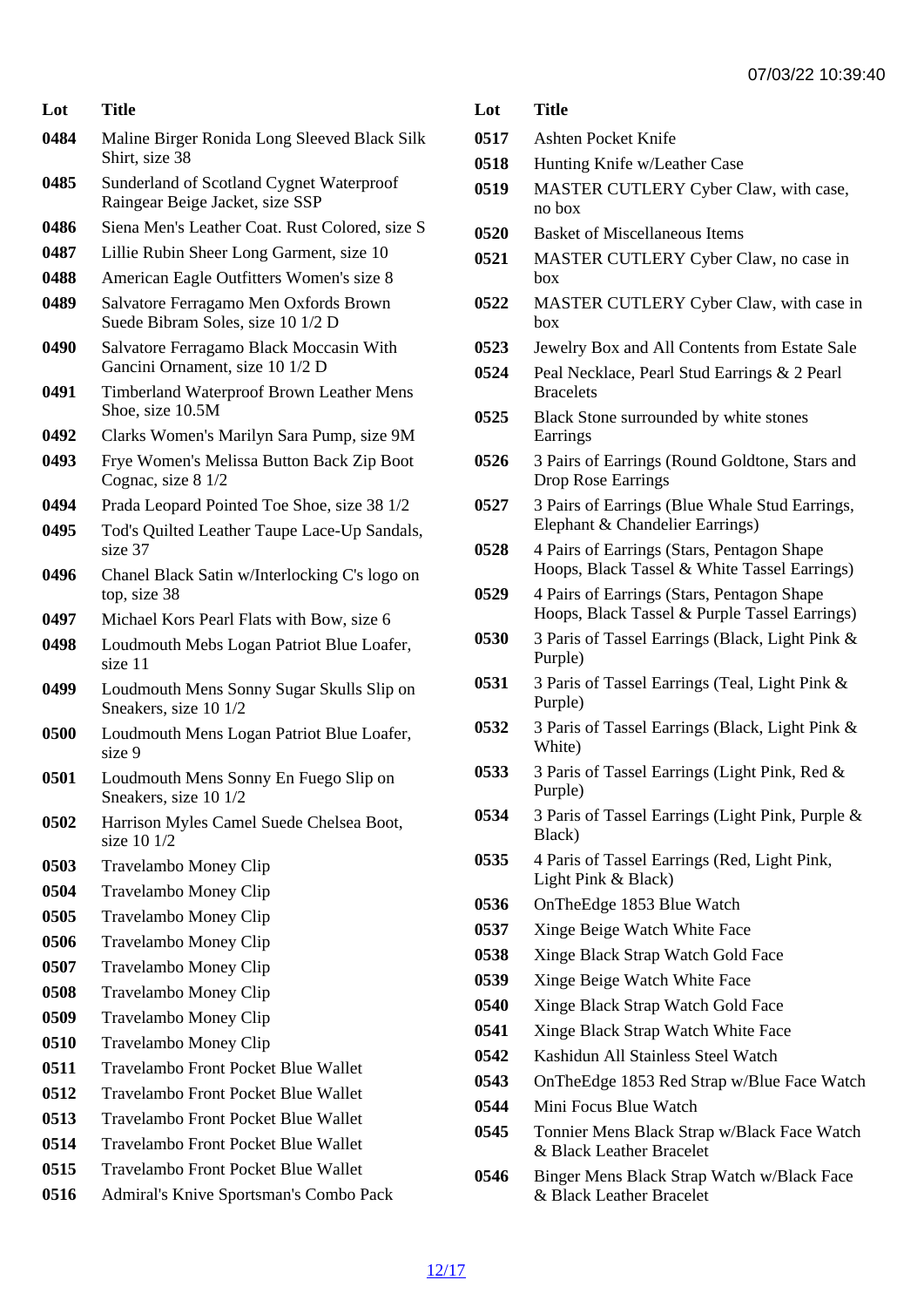| Lot | Title |
| --- | --- |
| 0484 | Maline Birger Ronida Long Sleeved Black Silk Shirt, size 38 |
| 0485 | Sunderland of Scotland Cygnet Waterproof Raingear Beige Jacket, size SSP |
| 0486 | Siena Men's Leather Coat. Rust Colored, size S |
| 0487 | Lillie Rubin Sheer Long Garment, size 10 |
| 0488 | American Eagle Outfitters Women's size 8 |
| 0489 | Salvatore Ferragamo Men Oxfords Brown Suede Bibram Soles, size 10 1/2 D |
| 0490 | Salvatore Ferragamo Black Moccasin With Gancini Ornament, size 10 1/2 D |
| 0491 | Timberland Waterproof Brown Leather Mens Shoe, size 10.5M |
| 0492 | Clarks Women's Marilyn Sara Pump, size 9M |
| 0493 | Frye Women's Melissa Button Back Zip Boot Cognac, size 8 1/2 |
| 0494 | Prada Leopard Pointed Toe Shoe, size 38 1/2 |
| 0495 | Tod's Quilted Leather Taupe Lace-Up Sandals, size 37 |
| 0496 | Chanel Black Satin w/Interlocking C's logo on top, size 38 |
| 0497 | Michael Kors Pearl Flats with Bow, size 6 |
| 0498 | Loudmouth Mebs Logan Patriot Blue Loafer, size 11 |
| 0499 | Loudmouth Mens Sonny Sugar Skulls Slip on Sneakers, size 10 1/2 |
| 0500 | Loudmouth Mens Logan Patriot Blue Loafer, size 9 |
| 0501 | Loudmouth Mens Sonny En Fuego Slip on Sneakers, size 10 1/2 |
| 0502 | Harrison Myles Camel Suede Chelsea Boot, size 10 1/2 |
| 0503 | Travelambo Money Clip |
| 0504 | Travelambo Money Clip |
| 0505 | Travelambo Money Clip |
| 0506 | Travelambo Money Clip |
| 0507 | Travelambo Money Clip |
| 0508 | Travelambo Money Clip |
| 0509 | Travelambo Money Clip |
| 0510 | Travelambo Money Clip |
| 0511 | Travelambo Front Pocket Blue Wallet |
| 0512 | Travelambo Front Pocket Blue Wallet |
| 0513 | Travelambo Front Pocket Blue Wallet |
| 0514 | Travelambo Front Pocket Blue Wallet |
| 0515 | Travelambo Front Pocket Blue Wallet |
| 0516 | Admiral's Knive Sportsman's Combo Pack |
| 0517 | Ashten Pocket Knife |
| 0518 | Hunting Knife w/Leather Case |
| 0519 | MASTER CUTLERY Cyber Claw, with case, no box |
| 0520 | Basket of Miscellaneous Items |
| 0521 | MASTER CUTLERY Cyber Claw, no case in box |
| 0522 | MASTER CUTLERY Cyber Claw, with case in box |
| 0523 | Jewelry Box and All Contents from Estate Sale |
| 0524 | Peal Necklace, Pearl Stud Earrings & 2 Pearl Bracelets |
| 0525 | Black Stone surrounded by white stones Earrings |
| 0526 | 3 Pairs of Earrings (Round Goldtone, Stars and Drop Rose Earrings |
| 0527 | 3 Pairs of Earrings (Blue Whale Stud Earrings, Elephant & Chandelier Earrings) |
| 0528 | 4 Pairs of Earrings (Stars, Pentagon Shape Hoops, Black Tassel & White Tassel Earrings) |
| 0529 | 4 Pairs of Earrings (Stars, Pentagon Shape Hoops, Black Tassel & Purple Tassel Earrings) |
| 0530 | 3 Paris of Tassel Earrings (Black, Light Pink & Purple) |
| 0531 | 3 Paris of Tassel Earrings (Teal, Light Pink & Purple) |
| 0532 | 3 Paris of Tassel Earrings (Black, Light Pink & White) |
| 0533 | 3 Paris of Tassel Earrings (Light Pink, Red & Purple) |
| 0534 | 3 Paris of Tassel Earrings (Light Pink, Purple & Black) |
| 0535 | 4 Paris of Tassel Earrings (Red, Light Pink, Light Pink & Black) |
| 0536 | OnTheEdge 1853 Blue Watch |
| 0537 | Xinge Beige Watch White Face |
| 0538 | Xinge Black Strap Watch Gold Face |
| 0539 | Xinge Beige Watch White Face |
| 0540 | Xinge Black Strap Watch Gold Face |
| 0541 | Xinge Black Strap Watch White Face |
| 0542 | Kashidun All Stainless Steel Watch |
| 0543 | OnTheEdge 1853 Red Strap w/Blue Face Watch |
| 0544 | Mini Focus Blue Watch |
| 0545 | Tonnier Mens Black Strap w/Black Face Watch & Black Leather Bracelet |
| 0546 | Binger Mens Black Strap Watch w/Black Face & Black Leather Bracelet |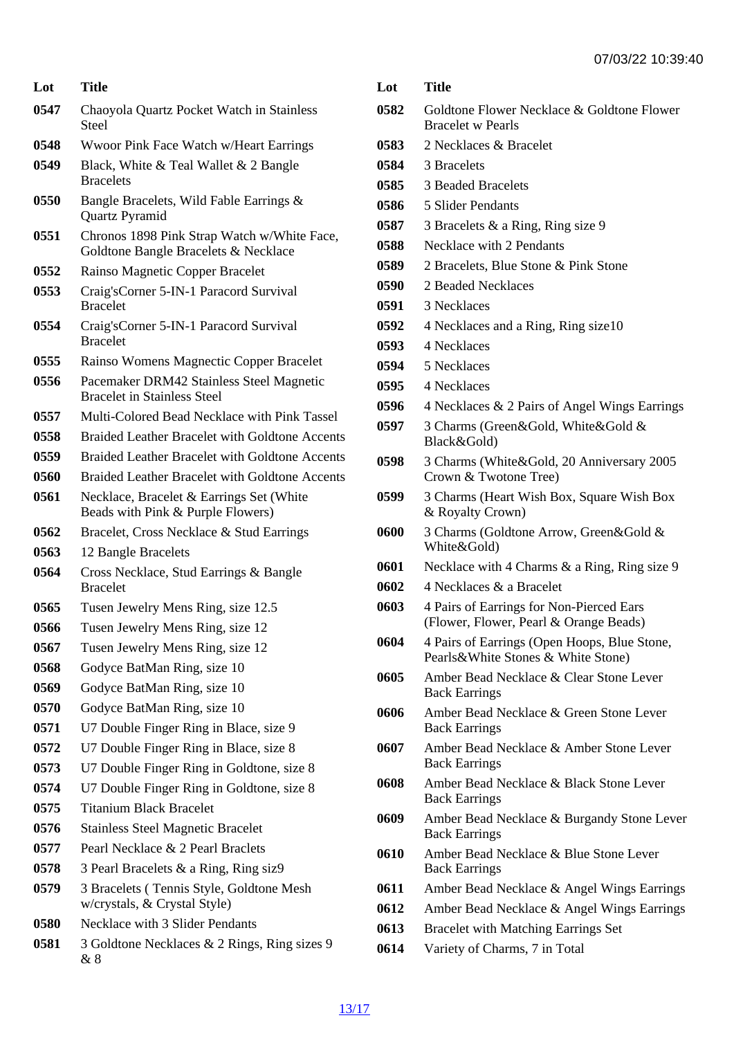07/03/22 10:39:40

| Lot | Title |
|---|---|
| 0547 | Chaoyola Quartz Pocket Watch in Stainless Steel |
| 0548 | Wwoor Pink Face Watch w/Heart Earrings |
| 0549 | Black, White & Teal Wallet & 2 Bangle Bracelets |
| 0550 | Bangle Bracelets, Wild Fable Earrings & Quartz Pyramid |
| 0551 | Chronos 1898 Pink Strap Watch w/White Face, Goldtone Bangle Bracelets & Necklace |
| 0552 | Rainso Magnetic Copper Bracelet |
| 0553 | Craig'sCorner 5-IN-1 Paracord Survival Bracelet |
| 0554 | Craig'sCorner 5-IN-1 Paracord Survival Bracelet |
| 0555 | Rainso Womens Magnectic Copper Bracelet |
| 0556 | Pacemaker DRM42 Stainless Steel Magnetic Bracelet in Stainless Steel |
| 0557 | Multi-Colored Bead Necklace with Pink Tassel |
| 0558 | Braided Leather Bracelet with Goldtone Accents |
| 0559 | Braided Leather Bracelet with Goldtone Accents |
| 0560 | Braided Leather Bracelet with Goldtone Accents |
| 0561 | Necklace, Bracelet & Earrings Set (White Beads with Pink & Purple Flowers) |
| 0562 | Bracelet, Cross Necklace & Stud Earrings |
| 0563 | 12 Bangle Bracelets |
| 0564 | Cross Necklace, Stud Earrings & Bangle Bracelet |
| 0565 | Tusen Jewelry Mens Ring, size 12.5 |
| 0566 | Tusen Jewelry Mens Ring, size 12 |
| 0567 | Tusen Jewelry Mens Ring, size 12 |
| 0568 | Godyce BatMan Ring, size 10 |
| 0569 | Godyce BatMan Ring, size 10 |
| 0570 | Godyce BatMan Ring, size 10 |
| 0571 | U7 Double Finger Ring in Blace, size 9 |
| 0572 | U7 Double Finger Ring in Blace, size 8 |
| 0573 | U7 Double Finger Ring in Goldtone, size 8 |
| 0574 | U7 Double Finger Ring in Goldtone, size 8 |
| 0575 | Titanium Black Bracelet |
| 0576 | Stainless Steel Magnetic Bracelet |
| 0577 | Pearl Necklace & 2 Pearl Braclets |
| 0578 | 3 Pearl Bracelets & a Ring, Ring siz9 |
| 0579 | 3 Bracelets ( Tennis Style, Goldtone Mesh w/crystals, & Crystal Style) |
| 0580 | Necklace with 3 Slider Pendants |
| 0581 | 3 Goldtone Necklaces & 2 Rings, Ring sizes 9 & 8 |
| 0582 | Goldtone Flower Necklace & Goldtone Flower Bracelet w Pearls |
| 0583 | 2 Necklaces & Bracelet |
| 0584 | 3 Bracelets |
| 0585 | 3 Beaded Bracelets |
| 0586 | 5 Slider Pendants |
| 0587 | 3 Bracelets & a Ring, Ring size 9 |
| 0588 | Necklace with 2 Pendants |
| 0589 | 2 Bracelets, Blue Stone & Pink Stone |
| 0590 | 2 Beaded Necklaces |
| 0591 | 3 Necklaces |
| 0592 | 4 Necklaces and a Ring, Ring size10 |
| 0593 | 4 Necklaces |
| 0594 | 5 Necklaces |
| 0595 | 4 Necklaces |
| 0596 | 4 Necklaces & 2 Pairs of Angel Wings Earrings |
| 0597 | 3 Charms (Green&Gold, White&Gold & Black&Gold) |
| 0598 | 3 Charms (White&Gold, 20 Anniversary 2005 Crown & Twotone Tree) |
| 0599 | 3 Charms (Heart Wish Box, Square Wish Box & Royalty Crown) |
| 0600 | 3 Charms (Goldtone Arrow, Green&Gold & White&Gold) |
| 0601 | Necklace with 4 Charms & a Ring, Ring size 9 |
| 0602 | 4 Necklaces & a Bracelet |
| 0603 | 4 Pairs of Earrings for Non-Pierced Ears (Flower, Flower, Pearl & Orange Beads) |
| 0604 | 4 Pairs of Earrings (Open Hoops, Blue Stone, Pearls&White Stones & White Stone) |
| 0605 | Amber Bead Necklace & Clear Stone Lever Back Earrings |
| 0606 | Amber Bead Necklace & Green Stone Lever Back Earrings |
| 0607 | Amber Bead Necklace & Amber Stone Lever Back Earrings |
| 0608 | Amber Bead Necklace & Black Stone Lever Back Earrings |
| 0609 | Amber Bead Necklace & Burgandy Stone Lever Back Earrings |
| 0610 | Amber Bead Necklace & Blue Stone Lever Back Earrings |
| 0611 | Amber Bead Necklace & Angel Wings Earrings |
| 0612 | Amber Bead Necklace & Angel Wings Earrings |
| 0613 | Bracelet with Matching Earrings Set |
| 0614 | Variety of Charms, 7 in Total |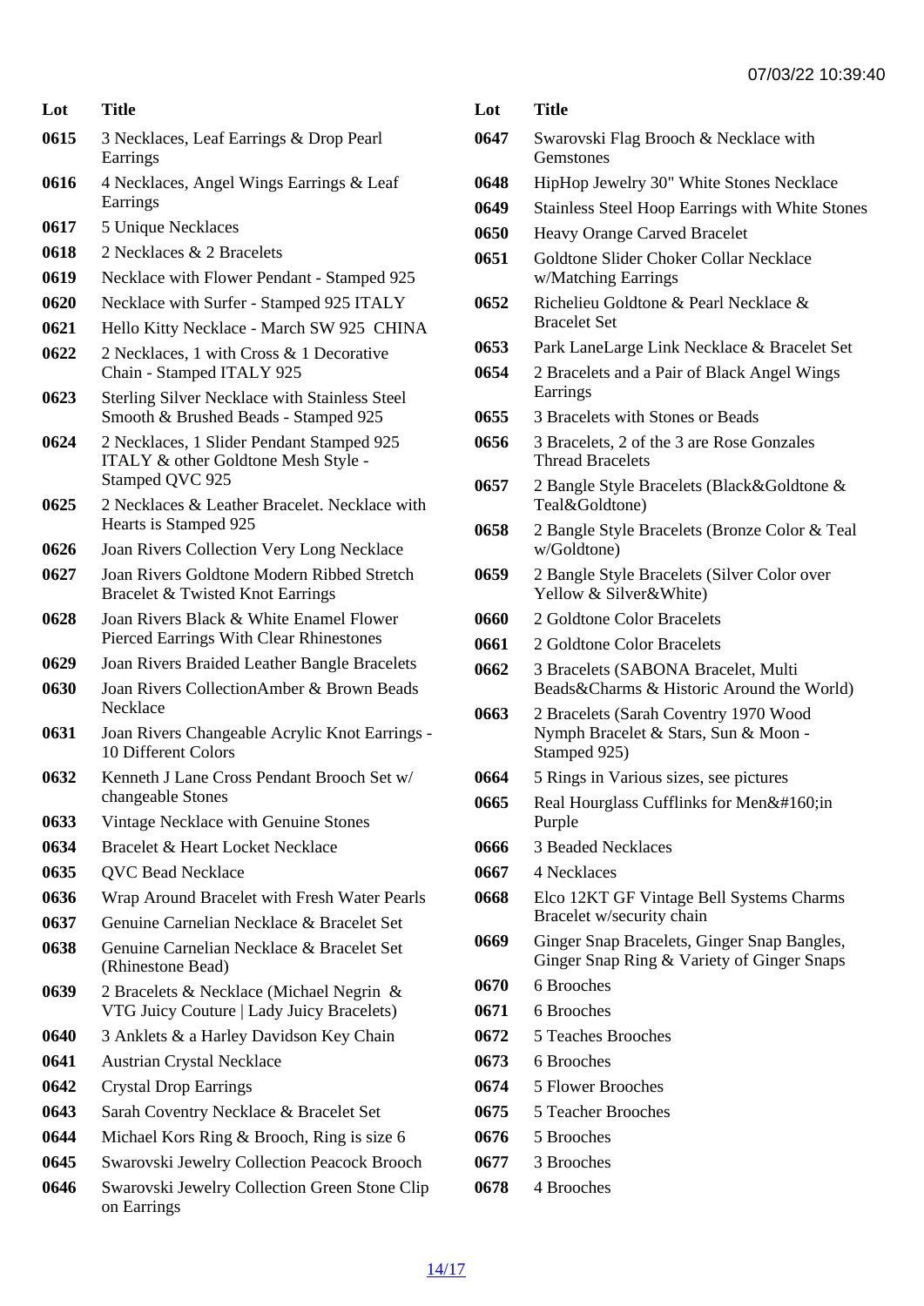| Lot | Title |
|---|---|
| 0615 | 3 Necklaces, Leaf Earrings & Drop Pearl Earrings |
| 0616 | 4 Necklaces, Angel Wings Earrings & Leaf Earrings |
| 0617 | 5 Unique Necklaces |
| 0618 | 2 Necklaces & 2 Bracelets |
| 0619 | Necklace with Flower Pendant - Stamped 925 |
| 0620 | Necklace with Surfer - Stamped 925 ITALY |
| 0621 | Hello Kitty Necklace - March SW 925 CHINA |
| 0622 | 2 Necklaces, 1 with Cross & 1 Decorative Chain - Stamped ITALY 925 |
| 0623 | Sterling Silver Necklace with Stainless Steel Smooth & Brushed Beads - Stamped 925 |
| 0624 | 2 Necklaces, 1 Slider Pendant Stamped 925 ITALY & other Goldtone Mesh Style - Stamped QVC 925 |
| 0625 | 2 Necklaces & Leather Bracelet. Necklace with Hearts is Stamped 925 |
| 0626 | Joan Rivers Collection Very Long Necklace |
| 0627 | Joan Rivers Goldtone Modern Ribbed Stretch Bracelet & Twisted Knot Earrings |
| 0628 | Joan Rivers Black & White Enamel Flower Pierced Earrings With Clear Rhinestones |
| 0629 | Joan Rivers Braided Leather Bangle Bracelets |
| 0630 | Joan Rivers CollectionAmber & Brown Beads Necklace |
| 0631 | Joan Rivers Changeable Acrylic Knot Earrings - 10 Different Colors |
| 0632 | Kenneth J Lane Cross Pendant Brooch Set w/ changeable Stones |
| 0633 | Vintage Necklace with Genuine Stones |
| 0634 | Bracelet & Heart Locket Necklace |
| 0635 | QVC Bead Necklace |
| 0636 | Wrap Around Bracelet with Fresh Water Pearls |
| 0637 | Genuine Carnelian Necklace & Bracelet Set |
| 0638 | Genuine Carnelian Necklace & Bracelet Set (Rhinestone Bead) |
| 0639 | 2 Bracelets & Necklace (Michael Negrin & VTG Juicy Couture \| Lady Juicy Bracelets) |
| 0640 | 3 Anklets & a Harley Davidson Key Chain |
| 0641 | Austrian Crystal Necklace |
| 0642 | Crystal Drop Earrings |
| 0643 | Sarah Coventry Necklace & Bracelet Set |
| 0644 | Michael Kors Ring & Brooch, Ring is size 6 |
| 0645 | Swarovski Jewelry Collection Peacock Brooch |
| 0646 | Swarovski Jewelry Collection Green Stone Clip on Earrings |
| 0647 | Swarovski Flag Brooch & Necklace with Gemstones |
| 0648 | HipHop Jewelry 30" White Stones Necklace |
| 0649 | Stainless Steel Hoop Earrings with White Stones |
| 0650 | Heavy Orange Carved Bracelet |
| 0651 | Goldtone Slider Choker Collar Necklace w/Matching Earrings |
| 0652 | Richelieu Goldtone & Pearl Necklace & Bracelet Set |
| 0653 | Park LaneLarge Link Necklace & Bracelet Set |
| 0654 | 2 Bracelets and a Pair of Black Angel Wings Earrings |
| 0655 | 3 Bracelets with Stones or Beads |
| 0656 | 3 Bracelets, 2 of the 3 are Rose Gonzales Thread Bracelets |
| 0657 | 2 Bangle Style Bracelets (Black&Goldtone & Teal&Goldtone) |
| 0658 | 2 Bangle Style Bracelets (Bronze Color & Teal w/Goldtone) |
| 0659 | 2 Bangle Style Bracelets (Silver Color over Yellow & Silver&White) |
| 0660 | 2 Goldtone Color Bracelets |
| 0661 | 2 Goldtone Color Bracelets |
| 0662 | 3 Bracelets (SABONA Bracelet, Multi Beads&Charms & Historic Around the World) |
| 0663 | 2 Bracelets (Sarah Coventry 1970 Wood Nymph Bracelet & Stars, Sun & Moon - Stamped 925) |
| 0664 | 5 Rings in Various sizes, see pictures |
| 0665 | Real Hourglass Cufflinks for Men&#160;in Purple |
| 0666 | 3 Beaded Necklaces |
| 0667 | 4 Necklaces |
| 0668 | Elco 12KT GF Vintage Bell Systems Charms Bracelet w/security chain |
| 0669 | Ginger Snap Bracelets, Ginger Snap Bangles, Ginger Snap Ring & Variety of Ginger Snaps |
| 0670 | 6 Brooches |
| 0671 | 6 Brooches |
| 0672 | 5 Teaches Brooches |
| 0673 | 6 Brooches |
| 0674 | 5 Flower Brooches |
| 0675 | 5 Teacher Brooches |
| 0676 | 5 Brooches |
| 0677 | 3 Brooches |
| 0678 | 4 Brooches |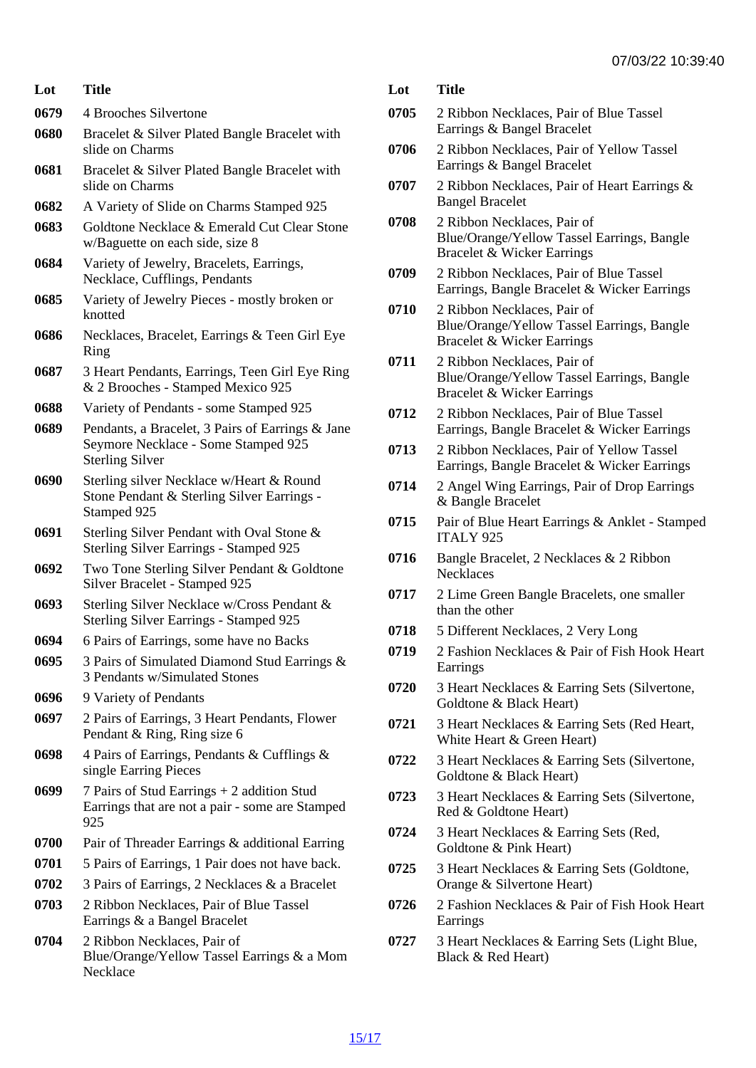| Lot | Title |
|---|---|
| 0679 | 4 Brooches Silvertone |
| 0680 | Bracelet & Silver Plated Bangle Bracelet with slide on Charms |
| 0681 | Bracelet & Silver Plated Bangle Bracelet with slide on Charms |
| 0682 | A Variety of Slide on Charms Stamped 925 |
| 0683 | Goldtone Necklace & Emerald Cut Clear Stone w/Baguette on each side, size 8 |
| 0684 | Variety of Jewelry, Bracelets, Earrings, Necklace, Cufflings, Pendants |
| 0685 | Variety of Jewelry Pieces - mostly broken or knotted |
| 0686 | Necklaces, Bracelet, Earrings & Teen Girl Eye Ring |
| 0687 | 3 Heart Pendants, Earrings, Teen Girl Eye Ring & 2 Brooches - Stamped Mexico 925 |
| 0688 | Variety of Pendants - some Stamped 925 |
| 0689 | Pendants, a Bracelet, 3 Pairs of Earrings & Jane Seymore Necklace - Some Stamped 925 Sterling Silver |
| 0690 | Sterling silver Necklace w/Heart & Round Stone Pendant & Sterling Silver Earrings - Stamped 925 |
| 0691 | Sterling Silver Pendant with Oval Stone & Sterling Silver Earrings - Stamped 925 |
| 0692 | Two Tone Sterling Silver Pendant & Goldtone Silver Bracelet - Stamped 925 |
| 0693 | Sterling Silver Necklace w/Cross Pendant & Sterling Silver Earrings - Stamped 925 |
| 0694 | 6 Pairs of Earrings, some have no Backs |
| 0695 | 3 Pairs of Simulated Diamond Stud Earrings & 3 Pendants w/Simulated Stones |
| 0696 | 9 Variety of Pendants |
| 0697 | 2 Pairs of Earrings, 3 Heart Pendants, Flower Pendant & Ring, Ring size 6 |
| 0698 | 4 Pairs of Earrings, Pendants & Cufflings & single Earring Pieces |
| 0699 | 7 Pairs of Stud Earrings + 2 addition Stud Earrings that are not a pair - some are Stamped 925 |
| 0700 | Pair of Threader Earrings & additional Earring |
| 0701 | 5 Pairs of Earrings, 1 Pair does not have back. |
| 0702 | 3 Pairs of Earrings, 2 Necklaces & a Bracelet |
| 0703 | 2 Ribbon Necklaces, Pair of Blue Tassel Earrings & a Bangel Bracelet |
| 0704 | 2 Ribbon Necklaces, Pair of Blue/Orange/Yellow Tassel Earrings & a Mom Necklace |
| 0705 | 2 Ribbon Necklaces, Pair of Blue Tassel Earrings & Bangel Bracelet |
| 0706 | 2 Ribbon Necklaces, Pair of Yellow Tassel Earrings & Bangel Bracelet |
| 0707 | 2 Ribbon Necklaces, Pair of Heart Earrings & Bangel Bracelet |
| 0708 | 2 Ribbon Necklaces, Pair of Blue/Orange/Yellow Tassel Earrings, Bangle Bracelet & Wicker Earrings |
| 0709 | 2 Ribbon Necklaces, Pair of Blue Tassel Earrings, Bangle Bracelet & Wicker Earrings |
| 0710 | 2 Ribbon Necklaces, Pair of Blue/Orange/Yellow Tassel Earrings, Bangle Bracelet & Wicker Earrings |
| 0711 | 2 Ribbon Necklaces, Pair of Blue/Orange/Yellow Tassel Earrings, Bangle Bracelet & Wicker Earrings |
| 0712 | 2 Ribbon Necklaces, Pair of Blue Tassel Earrings, Bangle Bracelet & Wicker Earrings |
| 0713 | 2 Ribbon Necklaces, Pair of Yellow Tassel Earrings, Bangle Bracelet & Wicker Earrings |
| 0714 | 2 Angel Wing Earrings, Pair of Drop Earrings & Bangle Bracelet |
| 0715 | Pair of Blue Heart Earrings & Anklet - Stamped ITALY 925 |
| 0716 | Bangle Bracelet, 2 Necklaces & 2 Ribbon Necklaces |
| 0717 | 2 Lime Green Bangle Bracelets, one smaller than the other |
| 0718 | 5 Different Necklaces, 2 Very Long |
| 0719 | 2 Fashion Necklaces & Pair of Fish Hook Heart Earrings |
| 0720 | 3 Heart Necklaces & Earring Sets (Silvertone, Goldtone & Black Heart) |
| 0721 | 3 Heart Necklaces & Earring Sets (Red Heart, White Heart & Green Heart) |
| 0722 | 3 Heart Necklaces & Earring Sets (Silvertone, Goldtone & Black Heart) |
| 0723 | 3 Heart Necklaces & Earring Sets (Silvertone, Red & Goldtone Heart) |
| 0724 | 3 Heart Necklaces & Earring Sets (Red, Goldtone & Pink Heart) |
| 0725 | 3 Heart Necklaces & Earring Sets (Goldtone, Orange & Silvertone Heart) |
| 0726 | 2 Fashion Necklaces & Pair of Fish Hook Heart Earrings |
| 0727 | 3 Heart Necklaces & Earring Sets (Light Blue, Black & Red Heart) |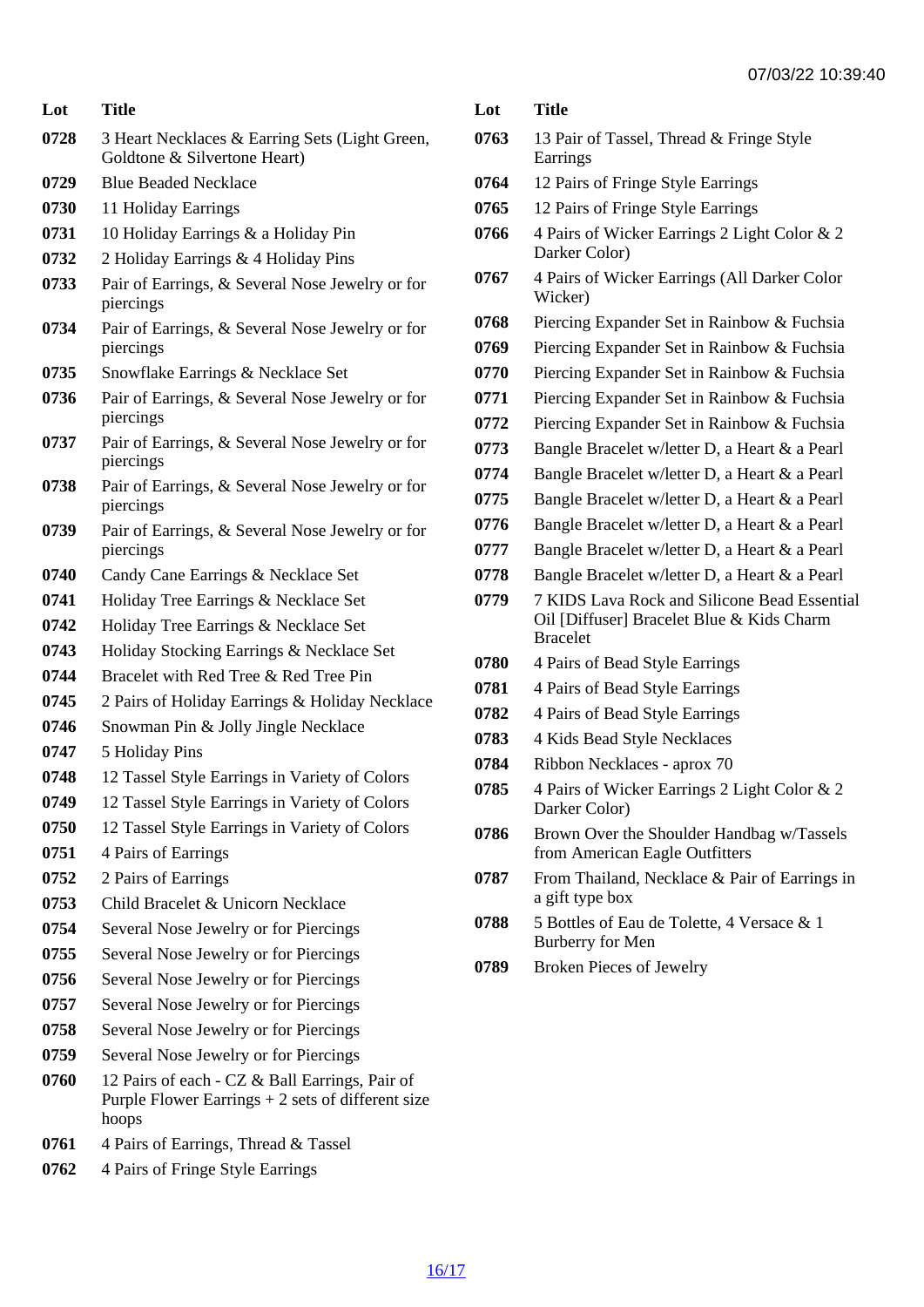| Lot | Title |
|---|---|
| 0728 | 3 Heart Necklaces & Earring Sets (Light Green, Goldtone & Silvertone Heart) |
| 0729 | Blue Beaded Necklace |
| 0730 | 11 Holiday Earrings |
| 0731 | 10 Holiday Earrings & a Holiday Pin |
| 0732 | 2 Holiday Earrings & 4 Holiday Pins |
| 0733 | Pair of Earrings, & Several Nose Jewelry or for piercings |
| 0734 | Pair of Earrings, & Several Nose Jewelry or for piercings |
| 0735 | Snowflake Earrings & Necklace Set |
| 0736 | Pair of Earrings, & Several Nose Jewelry or for piercings |
| 0737 | Pair of Earrings, & Several Nose Jewelry or for piercings |
| 0738 | Pair of Earrings, & Several Nose Jewelry or for piercings |
| 0739 | Pair of Earrings, & Several Nose Jewelry or for piercings |
| 0740 | Candy Cane Earrings & Necklace Set |
| 0741 | Holiday Tree Earrings & Necklace Set |
| 0742 | Holiday Tree Earrings & Necklace Set |
| 0743 | Holiday Stocking Earrings & Necklace Set |
| 0744 | Bracelet with Red Tree & Red Tree Pin |
| 0745 | 2 Pairs of Holiday Earrings & Holiday Necklace |
| 0746 | Snowman Pin & Jolly Jingle Necklace |
| 0747 | 5 Holiday Pins |
| 0748 | 12 Tassel Style Earrings in Variety of Colors |
| 0749 | 12 Tassel Style Earrings in Variety of Colors |
| 0750 | 12 Tassel Style Earrings in Variety of Colors |
| 0751 | 4 Pairs of Earrings |
| 0752 | 2 Pairs of Earrings |
| 0753 | Child Bracelet & Unicorn Necklace |
| 0754 | Several Nose Jewelry or for Piercings |
| 0755 | Several Nose Jewelry or for Piercings |
| 0756 | Several Nose Jewelry or for Piercings |
| 0757 | Several Nose Jewelry or for Piercings |
| 0758 | Several Nose Jewelry or for Piercings |
| 0759 | Several Nose Jewelry or for Piercings |
| 0760 | 12 Pairs of each - CZ & Ball Earrings, Pair of Purple Flower Earrings + 2 sets of different size hoops |
| 0761 | 4 Pairs of Earrings, Thread & Tassel |
| 0762 | 4 Pairs of Fringe Style Earrings |
| 0763 | 13 Pair of Tassel, Thread & Fringe Style Earrings |
| 0764 | 12 Pairs of Fringe Style Earrings |
| 0765 | 12 Pairs of Fringe Style Earrings |
| 0766 | 4 Pairs of Wicker Earrings 2 Light Color & 2 Darker Color) |
| 0767 | 4 Pairs of Wicker Earrings (All Darker Color Wicker) |
| 0768 | Piercing Expander Set in Rainbow & Fuchsia |
| 0769 | Piercing Expander Set in Rainbow & Fuchsia |
| 0770 | Piercing Expander Set in Rainbow & Fuchsia |
| 0771 | Piercing Expander Set in Rainbow & Fuchsia |
| 0772 | Piercing Expander Set in Rainbow & Fuchsia |
| 0773 | Bangle Bracelet w/letter D, a Heart & a Pearl |
| 0774 | Bangle Bracelet w/letter D, a Heart & a Pearl |
| 0775 | Bangle Bracelet w/letter D, a Heart & a Pearl |
| 0776 | Bangle Bracelet w/letter D, a Heart & a Pearl |
| 0777 | Bangle Bracelet w/letter D, a Heart & a Pearl |
| 0778 | Bangle Bracelet w/letter D, a Heart & a Pearl |
| 0779 | 7 KIDS Lava Rock and Silicone Bead Essential Oil [Diffuser] Bracelet Blue & Kids Charm Bracelet |
| 0780 | 4 Pairs of Bead Style Earrings |
| 0781 | 4 Pairs of Bead Style Earrings |
| 0782 | 4 Pairs of Bead Style Earrings |
| 0783 | 4 Kids Bead Style Necklaces |
| 0784 | Ribbon Necklaces - aprox 70 |
| 0785 | 4 Pairs of Wicker Earrings 2 Light Color & 2 Darker Color) |
| 0786 | Brown Over the Shoulder Handbag w/Tassels from American Eagle Outfitters |
| 0787 | From Thailand, Necklace & Pair of Earrings in a gift type box |
| 0788 | 5 Bottles of Eau de Tolette, 4 Versace & 1 Burberry for Men |
| 0789 | Broken Pieces of Jewelry |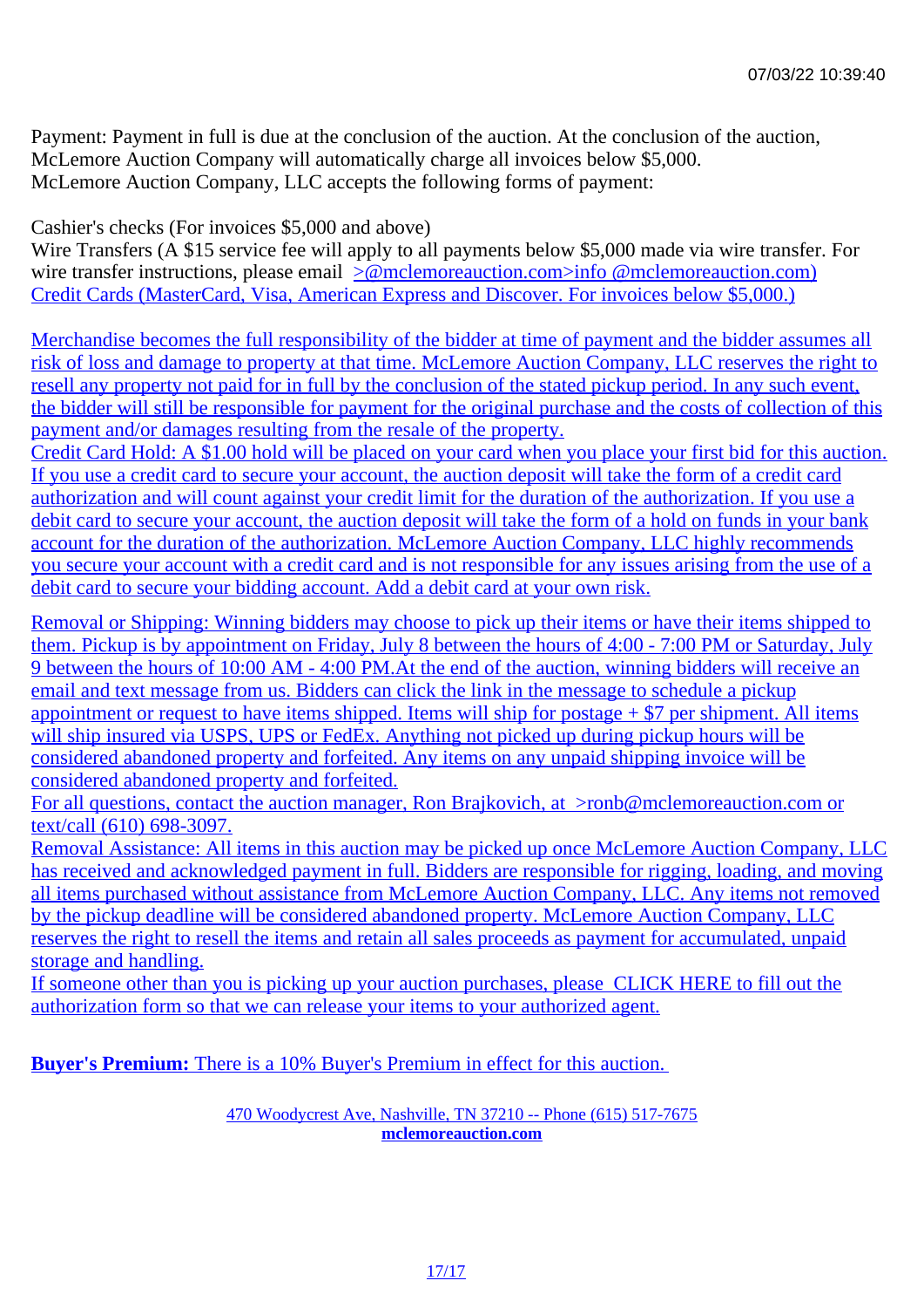Payment: Payment in full is due at the conclusion of the auction. At the conclusion of the auction, McLemore Auction Company will automatically charge all invoices below $5,000.
McLemore Auction Company, LLC accepts the following forms of payment:

Cashier's checks (For invoices $5,000 and above)
Wire Transfers (A $15 service fee will apply to all payments below $5,000 made via wire transfer. For wire transfer instructions, please email >@mclemoreauction.com>info @mclemoreauction.com)
Credit Cards (MasterCard, Visa, American Express and Discover. For invoices below $5,000.)

Merchandise becomes the full responsibility of the bidder at time of payment and the bidder assumes all risk of loss and damage to property at that time. McLemore Auction Company, LLC reserves the right to resell any property not paid for in full by the conclusion of the stated pickup period. In any such event, the bidder will still be responsible for payment for the original purchase and the costs of collection of this payment and/or damages resulting from the resale of the property.
Credit Card Hold: A $1.00 hold will be placed on your card when you place your first bid for this auction. If you use a credit card to secure your account, the auction deposit will take the form of a credit card authorization and will count against your credit limit for the duration of the authorization. If you use a debit card to secure your account, the auction deposit will take the form of a hold on funds in your bank account for the duration of the authorization. McLemore Auction Company, LLC highly recommends you secure your account with a credit card and is not responsible for any issues arising from the use of a debit card to secure your bidding account. Add a debit card at your own risk.

Removal or Shipping: Winning bidders may choose to pick up their items or have their items shipped to them. Pickup is by appointment on Friday, July 8 between the hours of 4:00 - 7:00 PM or Saturday, July 9 between the hours of 10:00 AM - 4:00 PM.At the end of the auction, winning bidders will receive an email and text message from us. Bidders can click the link in the message to schedule a pickup appointment or request to have items shipped. Items will ship for postage + $7 per shipment. All items will ship insured via USPS, UPS or FedEx. Anything not picked up during pickup hours will be considered abandoned property and forfeited. Any items on any unpaid shipping invoice will be considered abandoned property and forfeited.
For all questions, contact the auction manager, Ron Brajkovich, at >ronb@mclemoreauction.com or text/call (610) 698-3097.
Removal Assistance: All items in this auction may be picked up once McLemore Auction Company, LLC has received and acknowledged payment in full. Bidders are responsible for rigging, loading, and moving all items purchased without assistance from McLemore Auction Company, LLC. Any items not removed by the pickup deadline will be considered abandoned property. McLemore Auction Company, LLC reserves the right to resell the items and retain all sales proceeds as payment for accumulated, unpaid storage and handling.
If someone other than you is picking up your auction purchases, please CLICK HERE to fill out the authorization form so that we can release your items to your authorized agent.

**Buyer's Premium:** There is a 10% Buyer's Premium in effect for this auction.

470 Woodycrest Ave, Nashville, TN 37210 -- Phone (615) 517-7675
**mclemoreauction.com**